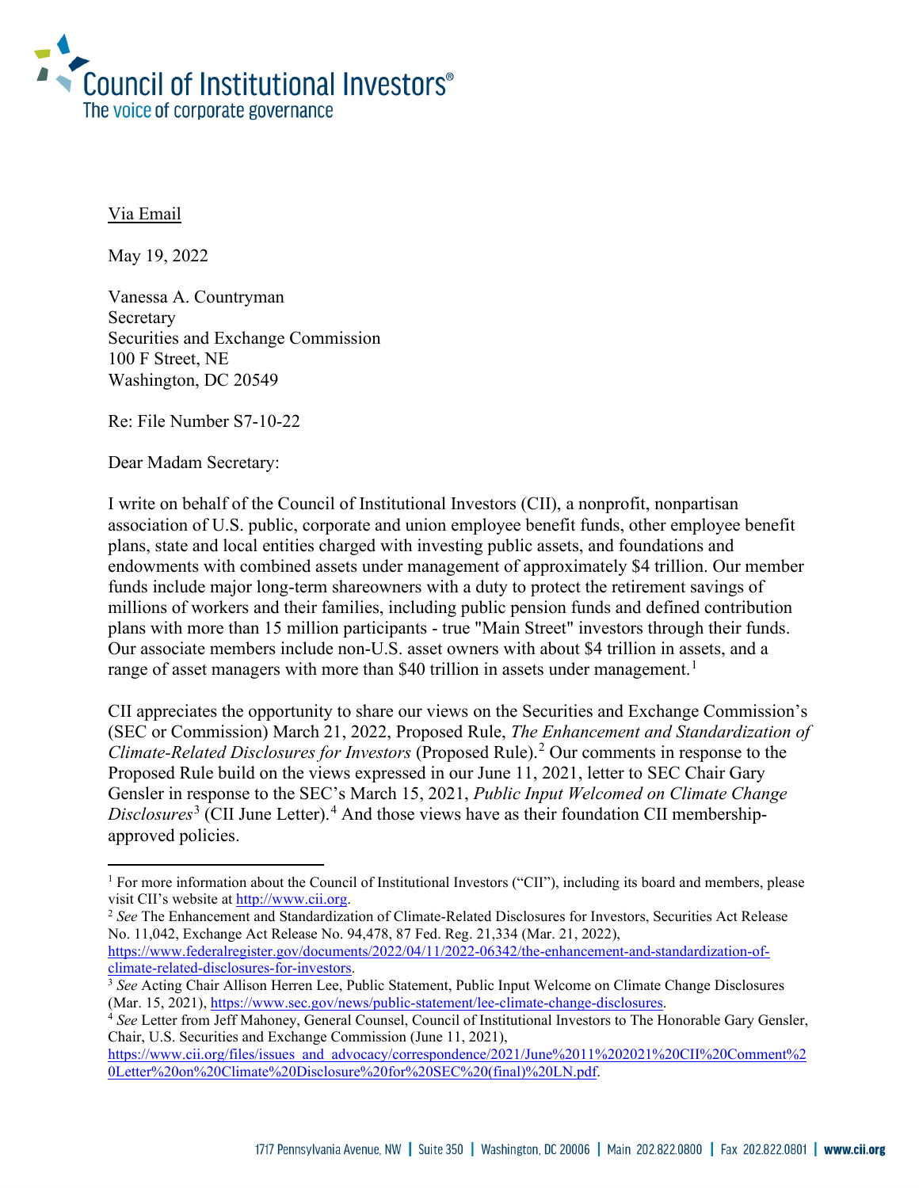Council of Institutional Investors®
The voice of corporate governance

Via Email

May 19, 2022

Vanessa A. Countryman
Secretary
Securities and Exchange Commission
100 F Street, NE
Washington, DC 20549

Re: File Number S7-10-22

Dear Madam Secretary:

I write on behalf of the Council of Institutional Investors (CII), a nonprofit, nonpartisan association of U.S. public, corporate and union employee benefit funds, other employee benefit plans, state and local entities charged with investing public assets, and foundations and endowments with combined assets under management of approximately $4 trillion. Our member funds include major long-term shareowners with a duty to protect the retirement savings of millions of workers and their families, including public pension funds and defined contribution plans with more than 15 million participants - true "Main Street" investors through their funds. Our associate members include non-U.S. asset owners with about $4 trillion in assets, and a range of asset managers with more than $40 trillion in assets under management.[1]

CII appreciates the opportunity to share our views on the Securities and Exchange Commission's (SEC or Commission) March 21, 2022, Proposed Rule, *The Enhancement and Standardization of Climate-Related Disclosures for Investors* (Proposed Rule).[2] Our comments in response to the Proposed Rule build on the views expressed in our June 11, 2021, letter to SEC Chair Gary Gensler in response to the SEC's March 15, 2021, *Public Input Welcomed on Climate Change Disclosures*[3] (CII June Letter).[4] And those views have as their foundation CII membership-approved policies.

---

[1] For more information about the Council of Institutional Investors ("CII"), including its board and members, please visit CII's website at http://www.cii.org.

[2] *See* The Enhancement and Standardization of Climate-Related Disclosures for Investors, Securities Act Release No. 11,042, Exchange Act Release No. 94,478, 87 Fed. Reg. 21,334 (Mar. 21, 2022), https://www.federalregister.gov/documents/2022/04/11/2022-06342/the-enhancement-and-standardization-of-climate-related-disclosures-for-investors.

[3] *See* Acting Chair Allison Herren Lee, Public Statement, Public Input Welcome on Climate Change Disclosures (Mar. 15, 2021), https://www.sec.gov/news/public-statement/lee-climate-change-disclosures.

[4] *See* Letter from Jeff Mahoney, General Counsel, Council of Institutional Investors to The Honorable Gary Gensler, Chair, U.S. Securities and Exchange Commission (June 11, 2021), https://www.cii.org/files/issues_and_advocacy/correspondence/2021/June%2011%202021%20CII%20Comment%20Letter%20on%20Climate%20Disclosure%20for%20SEC%20(final)%20LN.pdf.

1717 Pennsylvania Avenue, NW | Suite 350 | Washington, DC 20006 | Main 202.822.0800 | Fax 202.822.0801 | www.cii.org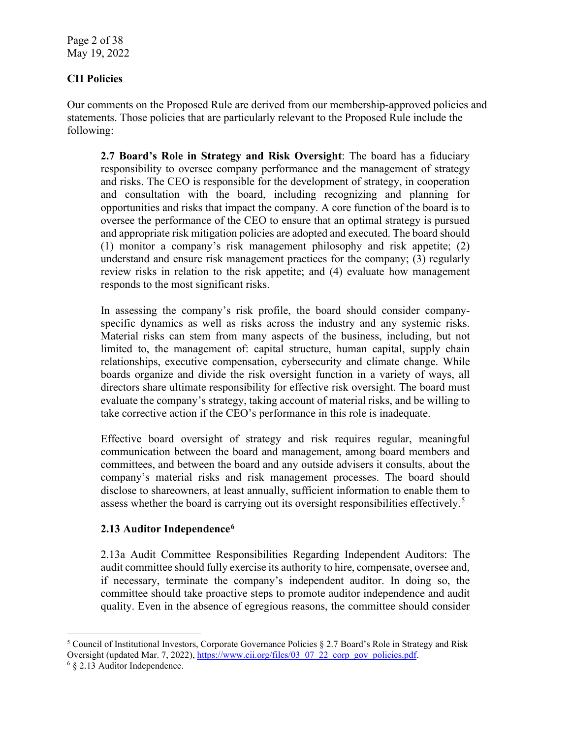## CII Policies

Our comments on the Proposed Rule are derived from our membership-approved policies and statements. Those policies that are particularly relevant to the Proposed Rule include the following:

> **2.7 Board's Role in Strategy and Risk Oversight**: The board has a fiduciary responsibility to oversee company performance and the management of strategy and risks. The CEO is responsible for the development of strategy, in cooperation and consultation with the board, including recognizing and planning for opportunities and risks that impact the company. A core function of the board is to oversee the performance of the CEO to ensure that an optimal strategy is pursued and appropriate risk mitigation policies are adopted and executed. The board should (1) monitor a company's risk management philosophy and risk appetite; (2) understand and ensure risk management practices for the company; (3) regularly review risks in relation to the risk appetite; and (4) evaluate how management responds to the most significant risks.
>
> In assessing the company's risk profile, the board should consider company-specific dynamics as well as risks across the industry and any systemic risks. Material risks can stem from many aspects of the business, including, but not limited to, the management of: capital structure, human capital, supply chain relationships, executive compensation, cybersecurity and climate change. While boards organize and divide the risk oversight function in a variety of ways, all directors share ultimate responsibility for effective risk oversight. The board must evaluate the company's strategy, taking account of material risks, and be willing to take corrective action if the CEO's performance in this role is inadequate.
>
> Effective board oversight of strategy and risk requires regular, meaningful communication between the board and management, among board members and committees, and between the board and any outside advisers it consults, about the company's material risks and risk management processes. The board should disclose to shareowners, at least annually, sufficient information to enable them to assess whether the board is carrying out its oversight responsibilities effectively.[5]
>
> **2.13 Auditor Independence[6]**
>
> 2.13a Audit Committee Responsibilities Regarding Independent Auditors: The audit committee should fully exercise its authority to hire, compensate, oversee and, if necessary, terminate the company's independent auditor. In doing so, the committee should take proactive steps to promote auditor independence and audit quality. Even in the absence of egregious reasons, the committee should consider

---

[5] Council of Institutional Investors, Corporate Governance Policies § 2.7 Board's Role in Strategy and Risk Oversight (updated Mar. 7, 2022), https://www.cii.org/files/03_07_22_corp_gov_policies.pdf.

[6] § 2.13 Auditor Independence.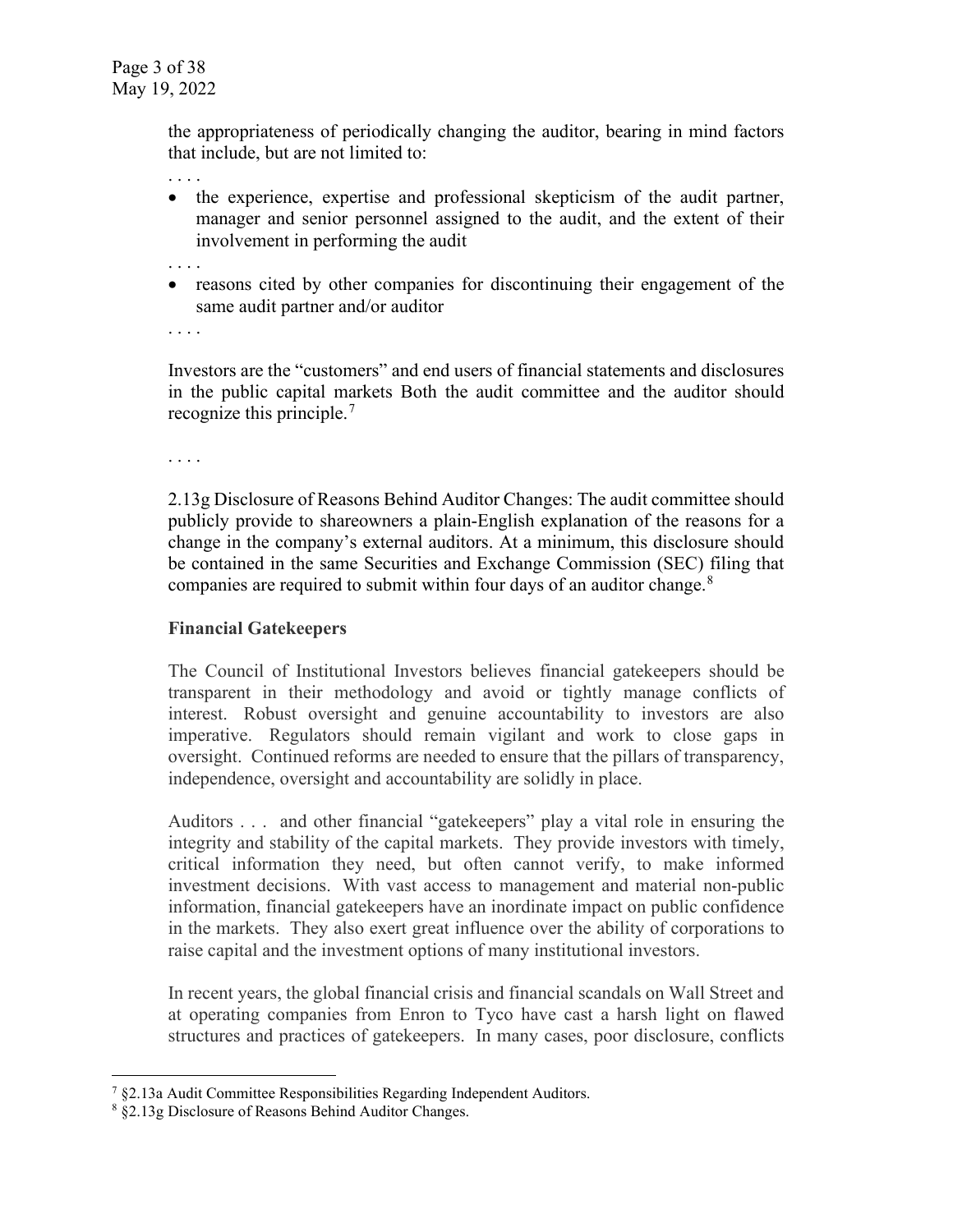the appropriateness of periodically changing the auditor, bearing in mind factors that include, but are not limited to:

. . . .

- the experience, expertise and professional skepticism of the audit partner, manager and senior personnel assigned to the audit, and the extent of their involvement in performing the audit

. . . .

- reasons cited by other companies for discontinuing their engagement of the same audit partner and/or auditor

. . . .

Investors are the "customers" and end users of financial statements and disclosures in the public capital markets Both the audit committee and the auditor should recognize this principle.[7]

. . . .

2.13g Disclosure of Reasons Behind Auditor Changes: The audit committee should publicly provide to shareowners a plain-English explanation of the reasons for a change in the company's external auditors. At a minimum, this disclosure should be contained in the same Securities and Exchange Commission (SEC) filing that companies are required to submit within four days of an auditor change.[8]

**Financial Gatekeepers**

The Council of Institutional Investors believes financial gatekeepers should be transparent in their methodology and avoid or tightly manage conflicts of interest. Robust oversight and genuine accountability to investors are also imperative. Regulators should remain vigilant and work to close gaps in oversight. Continued reforms are needed to ensure that the pillars of transparency, independence, oversight and accountability are solidly in place.

Auditors . . . and other financial "gatekeepers" play a vital role in ensuring the integrity and stability of the capital markets. They provide investors with timely, critical information they need, but often cannot verify, to make informed investment decisions. With vast access to management and material non-public information, financial gatekeepers have an inordinate impact on public confidence in the markets. They also exert great influence over the ability of corporations to raise capital and the investment options of many institutional investors.

In recent years, the global financial crisis and financial scandals on Wall Street and at operating companies from Enron to Tyco have cast a harsh light on flawed structures and practices of gatekeepers. In many cases, poor disclosure, conflicts

---

[7] §2.13a Audit Committee Responsibilities Regarding Independent Auditors.

[8] §2.13g Disclosure of Reasons Behind Auditor Changes.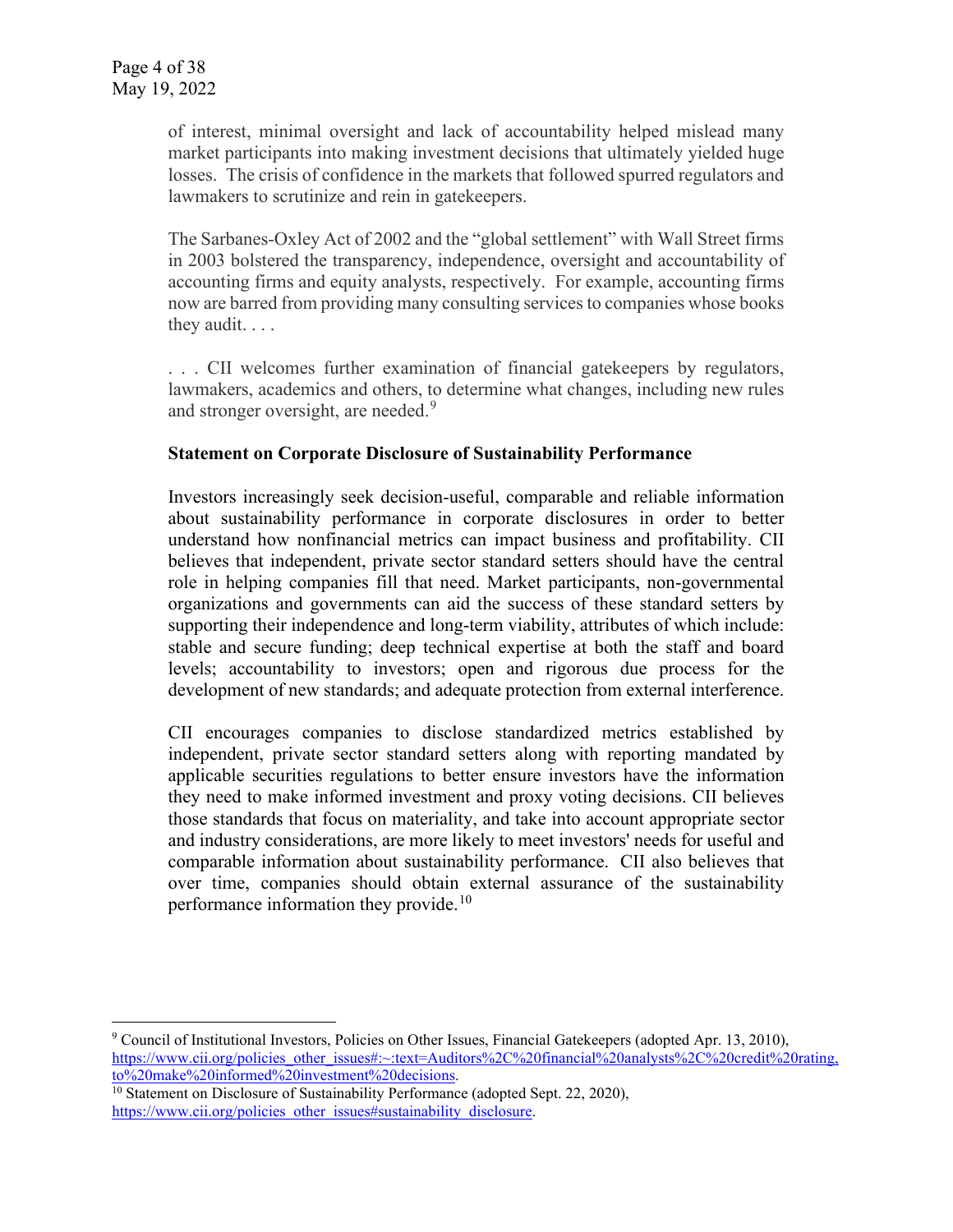> of interest, minimal oversight and lack of accountability helped mislead many market participants into making investment decisions that ultimately yielded huge losses. The crisis of confidence in the markets that followed spurred regulators and lawmakers to scrutinize and rein in gatekeepers.
>
> The Sarbanes-Oxley Act of 2002 and the "global settlement" with Wall Street firms in 2003 bolstered the transparency, independence, oversight and accountability of accounting firms and equity analysts, respectively. For example, accounting firms now are barred from providing many consulting services to companies whose books they audit. . . .
>
> . . . CII welcomes further examination of financial gatekeepers by regulators, lawmakers, academics and others, to determine what changes, including new rules and stronger oversight, are needed.[9]
>
> **Statement on Corporate Disclosure of Sustainability Performance**
>
> Investors increasingly seek decision-useful, comparable and reliable information about sustainability performance in corporate disclosures in order to better understand how nonfinancial metrics can impact business and profitability. CII believes that independent, private sector standard setters should have the central role in helping companies fill that need. Market participants, non-governmental organizations and governments can aid the success of these standard setters by supporting their independence and long-term viability, attributes of which include: stable and secure funding; deep technical expertise at both the staff and board levels; accountability to investors; open and rigorous due process for the development of new standards; and adequate protection from external interference.
>
> CII encourages companies to disclose standardized metrics established by independent, private sector standard setters along with reporting mandated by applicable securities regulations to better ensure investors have the information they need to make informed investment and proxy voting decisions. CII believes those standards that focus on materiality, and take into account appropriate sector and industry considerations, are more likely to meet investors' needs for useful and comparable information about sustainability performance. CII also believes that over time, companies should obtain external assurance of the sustainability performance information they provide.[10]

---

[9] Council of Institutional Investors, Policies on Other Issues, Financial Gatekeepers (adopted Apr. 13, 2010), https://www.cii.org/policies_other_issues#:~:text=Auditors%2C%20financial%20analysts%2C%20credit%20rating,to%20make%20informed%20investment%20decisions.

[10] Statement on Disclosure of Sustainability Performance (adopted Sept. 22, 2020), https://www.cii.org/policies_other_issues#sustainability_disclosure.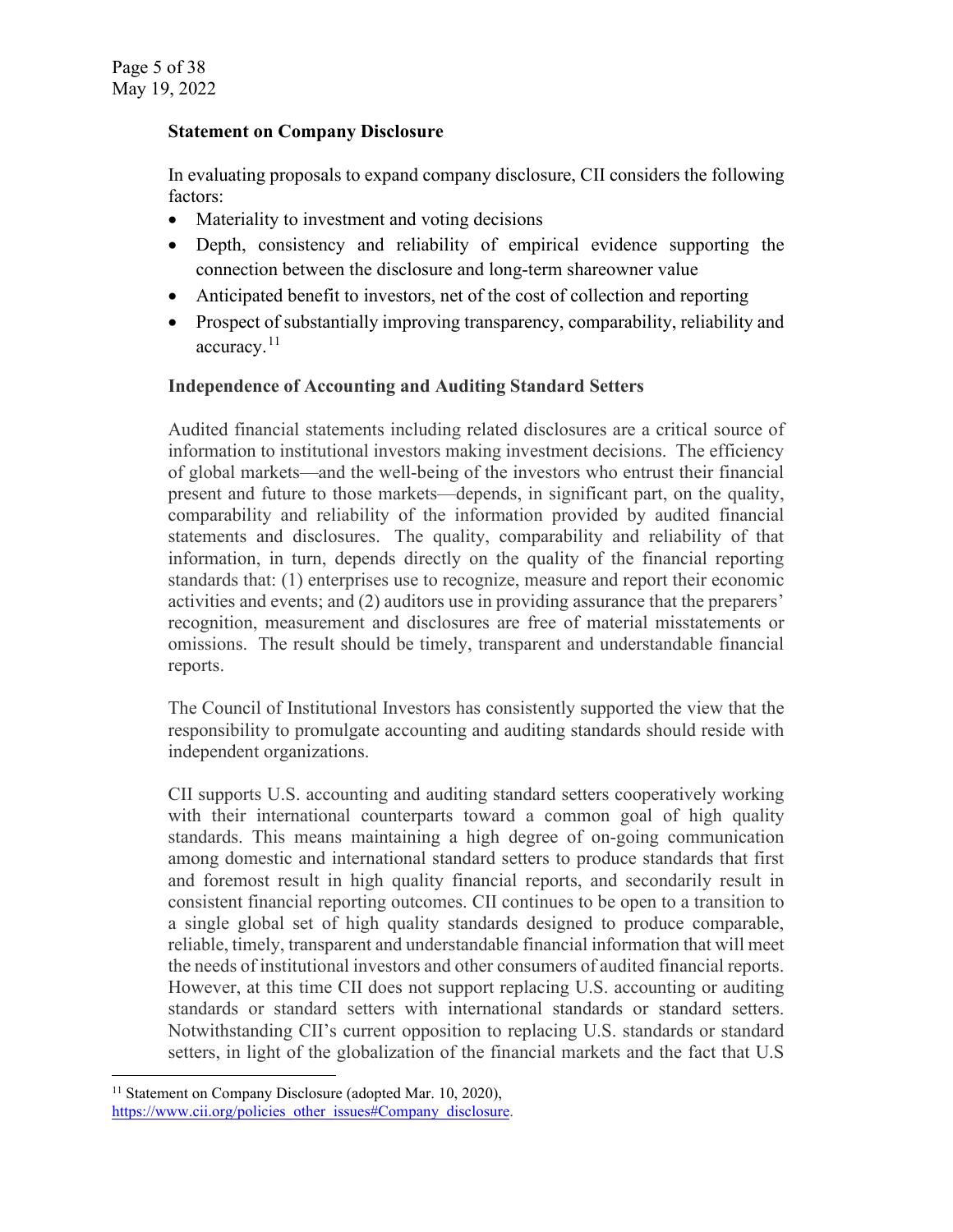**Statement on Company Disclosure**

In evaluating proposals to expand company disclosure, CII considers the following factors:

- Materiality to investment and voting decisions
- Depth, consistency and reliability of empirical evidence supporting the connection between the disclosure and long-term shareowner value
- Anticipated benefit to investors, net of the cost of collection and reporting
- Prospect of substantially improving transparency, comparability, reliability and accuracy.[11]

**Independence of Accounting and Auditing Standard Setters**

Audited financial statements including related disclosures are a critical source of information to institutional investors making investment decisions. The efficiency of global markets—and the well-being of the investors who entrust their financial present and future to those markets—depends, in significant part, on the quality, comparability and reliability of the information provided by audited financial statements and disclosures. The quality, comparability and reliability of that information, in turn, depends directly on the quality of the financial reporting standards that: (1) enterprises use to recognize, measure and report their economic activities and events; and (2) auditors use in providing assurance that the preparers' recognition, measurement and disclosures are free of material misstatements or omissions. The result should be timely, transparent and understandable financial reports.

The Council of Institutional Investors has consistently supported the view that the responsibility to promulgate accounting and auditing standards should reside with independent organizations.

CII supports U.S. accounting and auditing standard setters cooperatively working with their international counterparts toward a common goal of high quality standards. This means maintaining a high degree of on-going communication among domestic and international standard setters to produce standards that first and foremost result in high quality financial reports, and secondarily result in consistent financial reporting outcomes. CII continues to be open to a transition to a single global set of high quality standards designed to produce comparable, reliable, timely, transparent and understandable financial information that will meet the needs of institutional investors and other consumers of audited financial reports. However, at this time CII does not support replacing U.S. accounting or auditing standards or standard setters with international standards or standard setters. Notwithstanding CII's current opposition to replacing U.S. standards or standard setters, in light of the globalization of the financial markets and the fact that U.S

---

[11] Statement on Company Disclosure (adopted Mar. 10, 2020), https://www.cii.org/policies_other_issues#Company_disclosure.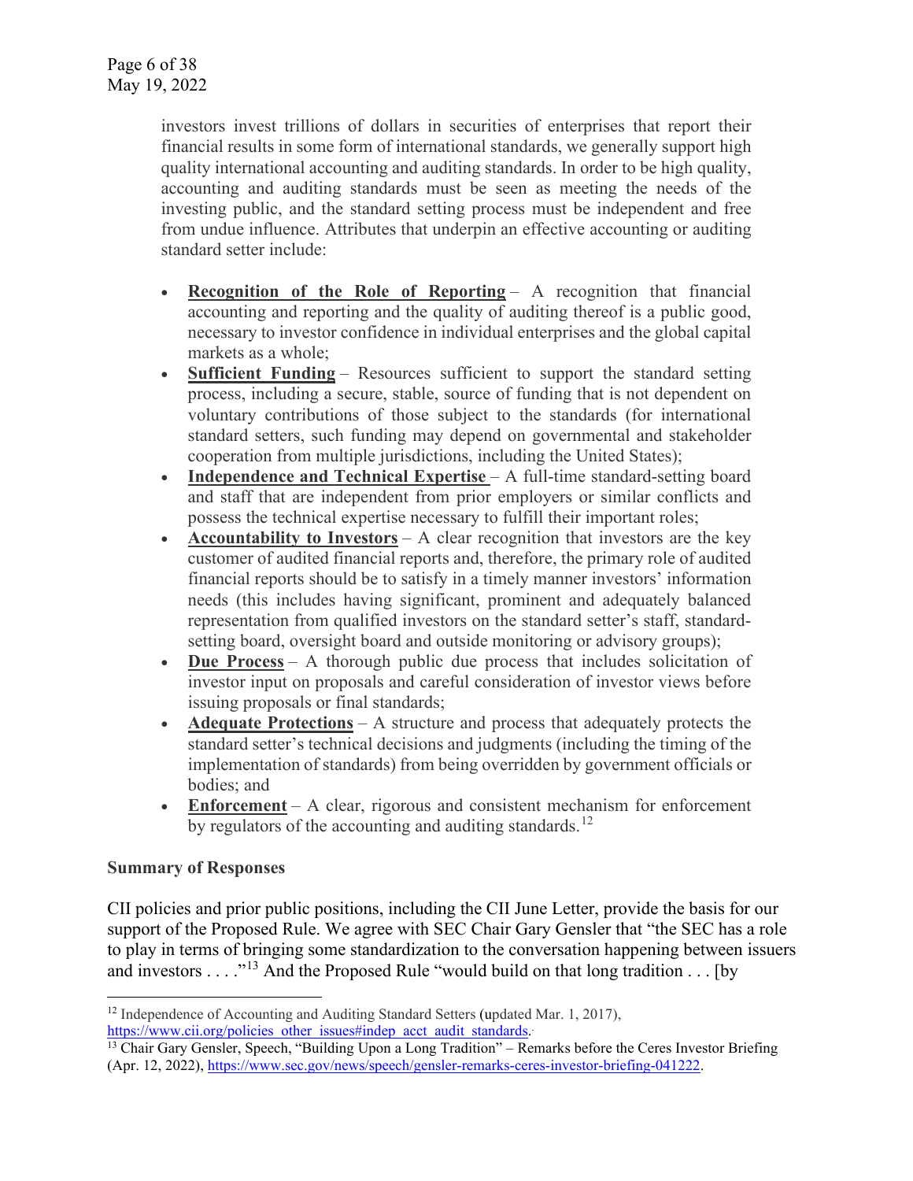investors invest trillions of dollars in securities of enterprises that report their financial results in some form of international standards, we generally support high quality international accounting and auditing standards. In order to be high quality, accounting and auditing standards must be seen as meeting the needs of the investing public, and the standard setting process must be independent and free from undue influence. Attributes that underpin an effective accounting or auditing standard setter include:

- **Recognition of the Role of Reporting** – A recognition that financial accounting and reporting and the quality of auditing thereof is a public good, necessary to investor confidence in individual enterprises and the global capital markets as a whole;
- **Sufficient Funding** – Resources sufficient to support the standard setting process, including a secure, stable, source of funding that is not dependent on voluntary contributions of those subject to the standards (for international standard setters, such funding may depend on governmental and stakeholder cooperation from multiple jurisdictions, including the United States);
- **Independence and Technical Expertise** – A full-time standard-setting board and staff that are independent from prior employers or similar conflicts and possess the technical expertise necessary to fulfill their important roles;
- **Accountability to Investors** – A clear recognition that investors are the key customer of audited financial reports and, therefore, the primary role of audited financial reports should be to satisfy in a timely manner investors' information needs (this includes having significant, prominent and adequately balanced representation from qualified investors on the standard setter's staff, standard-setting board, oversight board and outside monitoring or advisory groups);
- **Due Process** – A thorough public due process that includes solicitation of investor input on proposals and careful consideration of investor views before issuing proposals or final standards;
- **Adequate Protections** – A structure and process that adequately protects the standard setter's technical decisions and judgments (including the timing of the implementation of standards) from being overridden by government officials or bodies; and
- **Enforcement** – A clear, rigorous and consistent mechanism for enforcement by regulators of the accounting and auditing standards.[12]

**Summary of Responses**

CII policies and prior public positions, including the CII June Letter, provide the basis for our support of the Proposed Rule. We agree with SEC Chair Gary Gensler that "the SEC has a role to play in terms of bringing some standardization to the conversation happening between issuers and investors . . . ."[13] And the Proposed Rule "would build on that long tradition . . . [by

---

[12] Independence of Accounting and Auditing Standard Setters (updated Mar. 1, 2017), https://www.cii.org/policies_other_issues#indep_acct_audit_standards.

[13] Chair Gary Gensler, Speech, "Building Upon a Long Tradition" – Remarks before the Ceres Investor Briefing (Apr. 12, 2022), https://www.sec.gov/news/speech/gensler-remarks-ceres-investor-briefing-041222.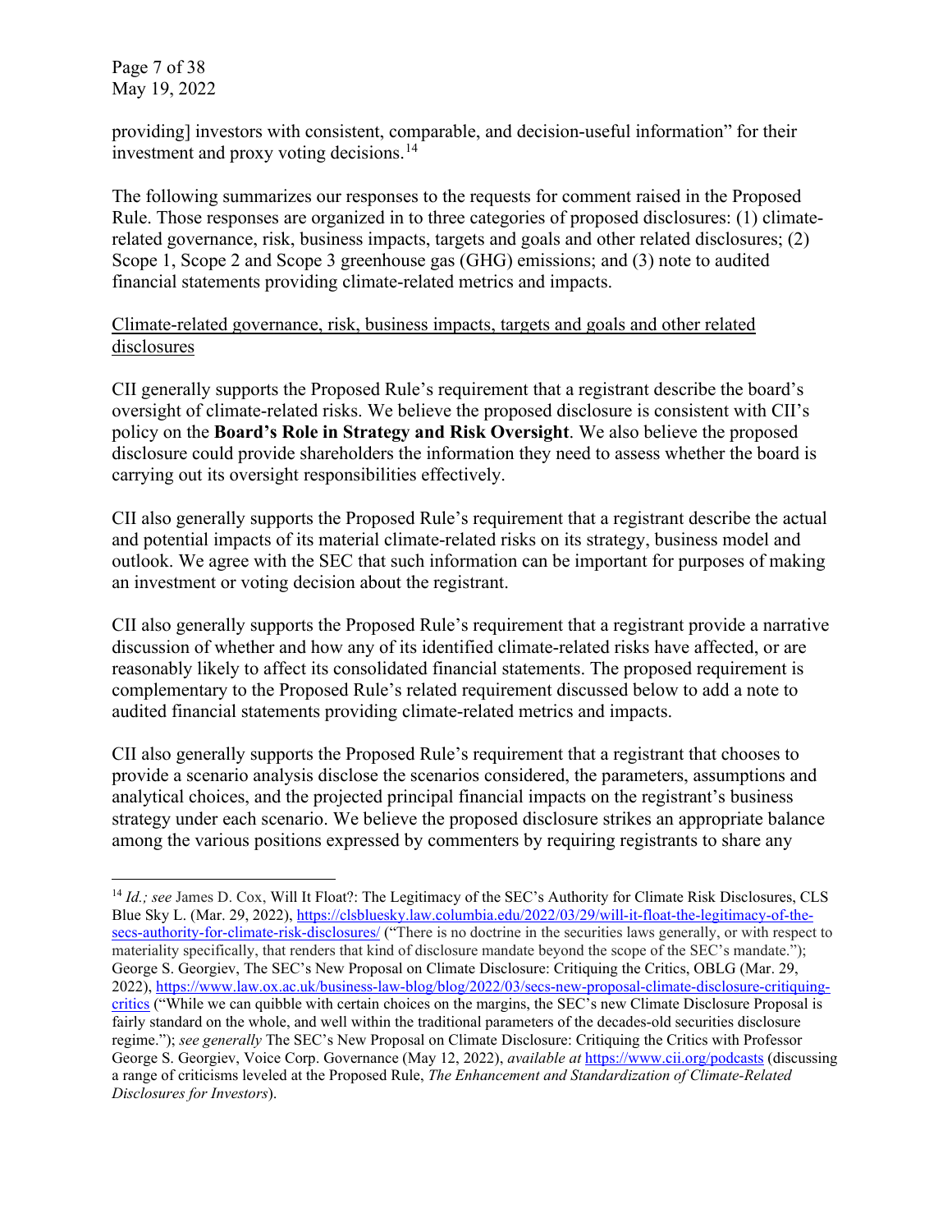providing] investors with consistent, comparable, and decision-useful information" for their investment and proxy voting decisions.[14]

The following summarizes our responses to the requests for comment raised in the Proposed Rule. Those responses are organized in to three categories of proposed disclosures: (1) climate-related governance, risk, business impacts, targets and goals and other related disclosures; (2) Scope 1, Scope 2 and Scope 3 greenhouse gas (GHG) emissions; and (3) note to audited financial statements providing climate-related metrics and impacts.

<u>Climate-related governance, risk, business impacts, targets and goals and other related disclosures</u>

CII generally supports the Proposed Rule's requirement that a registrant describe the board's oversight of climate-related risks. We believe the proposed disclosure is consistent with CII's policy on the **Board's Role in Strategy and Risk Oversight**. We also believe the proposed disclosure could provide shareholders the information they need to assess whether the board is carrying out its oversight responsibilities effectively.

CII also generally supports the Proposed Rule's requirement that a registrant describe the actual and potential impacts of its material climate-related risks on its strategy, business model and outlook. We agree with the SEC that such information can be important for purposes of making an investment or voting decision about the registrant.

CII also generally supports the Proposed Rule's requirement that a registrant provide a narrative discussion of whether and how any of its identified climate-related risks have affected, or are reasonably likely to affect its consolidated financial statements. The proposed requirement is complementary to the Proposed Rule's related requirement discussed below to add a note to audited financial statements providing climate-related metrics and impacts.

CII also generally supports the Proposed Rule's requirement that a registrant that chooses to provide a scenario analysis disclose the scenarios considered, the parameters, assumptions and analytical choices, and the projected principal financial impacts on the registrant's business strategy under each scenario. We believe the proposed disclosure strikes an appropriate balance among the various positions expressed by commenters by requiring registrants to share any

---

[14] *Id.; see* James D. Cox, Will It Float?: The Legitimacy of the SEC's Authority for Climate Risk Disclosures, CLS Blue Sky L. (Mar. 29, 2022), https://clsbluesky.law.columbia.edu/2022/03/29/will-it-float-the-legitimacy-of-the-secs-authority-for-climate-risk-disclosures/ ("There is no doctrine in the securities laws generally, or with respect to materiality specifically, that renders that kind of disclosure mandate beyond the scope of the SEC's mandate."); George S. Georgiev, The SEC's New Proposal on Climate Disclosure: Critiquing the Critics, OBLG (Mar. 29, 2022), https://www.law.ox.ac.uk/business-law-blog/blog/2022/03/secs-new-proposal-climate-disclosure-critiquing-critics ("While we can quibble with certain choices on the margins, the SEC's new Climate Disclosure Proposal is fairly standard on the whole, and well within the traditional parameters of the decades-old securities disclosure regime."); *see generally* The SEC's New Proposal on Climate Disclosure: Critiquing the Critics with Professor George S. Georgiev, Voice Corp. Governance (May 12, 2022), *available at* https://www.cii.org/podcasts (discussing a range of criticisms leveled at the Proposed Rule, *The Enhancement and Standardization of Climate-Related Disclosures for Investors*).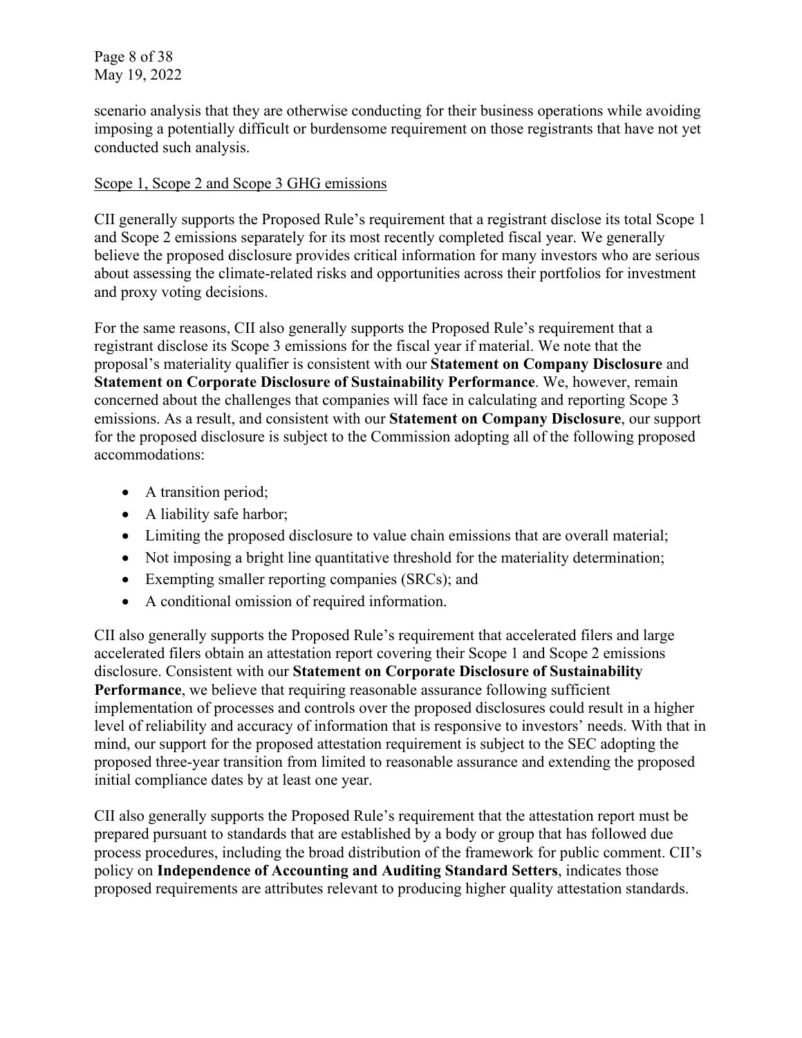scenario analysis that they are otherwise conducting for their business operations while avoiding imposing a potentially difficult or burdensome requirement on those registrants that have not yet conducted such analysis.

<u>Scope 1, Scope 2 and Scope 3 GHG emissions</u>

CII generally supports the Proposed Rule's requirement that a registrant disclose its total Scope 1 and Scope 2 emissions separately for its most recently completed fiscal year. We generally believe the proposed disclosure provides critical information for many investors who are serious about assessing the climate-related risks and opportunities across their portfolios for investment and proxy voting decisions.

For the same reasons, CII also generally supports the Proposed Rule's requirement that a registrant disclose its Scope 3 emissions for the fiscal year if material. We note that the proposal's materiality qualifier is consistent with our **Statement on Company Disclosure** and **Statement on Corporate Disclosure of Sustainability Performance**. We, however, remain concerned about the challenges that companies will face in calculating and reporting Scope 3 emissions. As a result, and consistent with our **Statement on Company Disclosure**, our support for the proposed disclosure is subject to the Commission adopting all of the following proposed accommodations:

- A transition period;
- A liability safe harbor;
- Limiting the proposed disclosure to value chain emissions that are overall material;
- Not imposing a bright line quantitative threshold for the materiality determination;
- Exempting smaller reporting companies (SRCs); and
- A conditional omission of required information.

CII also generally supports the Proposed Rule's requirement that accelerated filers and large accelerated filers obtain an attestation report covering their Scope 1 and Scope 2 emissions disclosure. Consistent with our **Statement on Corporate Disclosure of Sustainability Performance**, we believe that requiring reasonable assurance following sufficient implementation of processes and controls over the proposed disclosures could result in a higher level of reliability and accuracy of information that is responsive to investors' needs. With that in mind, our support for the proposed attestation requirement is subject to the SEC adopting the proposed three-year transition from limited to reasonable assurance and extending the proposed initial compliance dates by at least one year.

CII also generally supports the Proposed Rule's requirement that the attestation report must be prepared pursuant to standards that are established by a body or group that has followed due process procedures, including the broad distribution of the framework for public comment. CII's policy on **Independence of Accounting and Auditing Standard Setters**, indicates those proposed requirements are attributes relevant to producing higher quality attestation standards.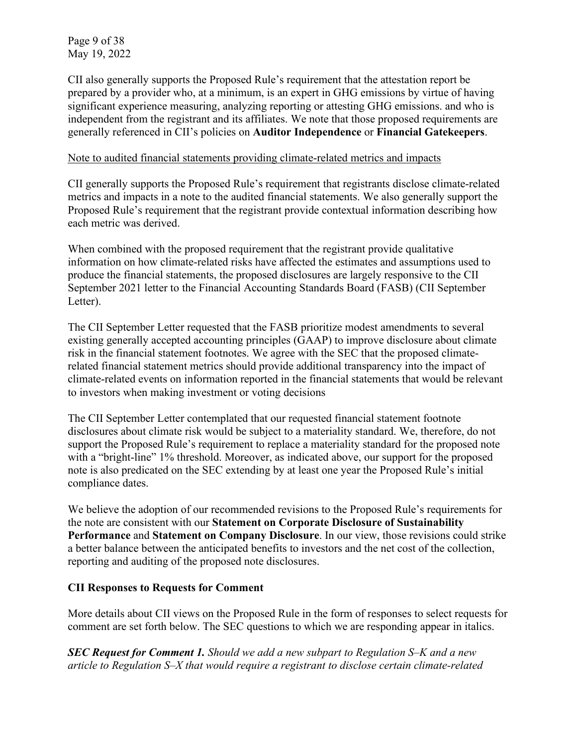CII also generally supports the Proposed Rule's requirement that the attestation report be prepared by a provider who, at a minimum, is an expert in GHG emissions by virtue of having significant experience measuring, analyzing reporting or attesting GHG emissions. and who is independent from the registrant and its affiliates. We note that those proposed requirements are generally referenced in CII's policies on **Auditor Independence** or **Financial Gatekeepers**.

<u>Note to audited financial statements providing climate-related metrics and impacts</u>

CII generally supports the Proposed Rule's requirement that registrants disclose climate-related metrics and impacts in a note to the audited financial statements. We also generally support the Proposed Rule's requirement that the registrant provide contextual information describing how each metric was derived.

When combined with the proposed requirement that the registrant provide qualitative information on how climate-related risks have affected the estimates and assumptions used to produce the financial statements, the proposed disclosures are largely responsive to the CII September 2021 letter to the Financial Accounting Standards Board (FASB) (CII September Letter).

The CII September Letter requested that the FASB prioritize modest amendments to several existing generally accepted accounting principles (GAAP) to improve disclosure about climate risk in the financial statement footnotes. We agree with the SEC that the proposed climate-related financial statement metrics should provide additional transparency into the impact of climate-related events on information reported in the financial statements that would be relevant to investors when making investment or voting decisions

The CII September Letter contemplated that our requested financial statement footnote disclosures about climate risk would be subject to a materiality standard. We, therefore, do not support the Proposed Rule's requirement to replace a materiality standard for the proposed note with a "bright-line" 1% threshold. Moreover, as indicated above, our support for the proposed note is also predicated on the SEC extending by at least one year the Proposed Rule's initial compliance dates.

We believe the adoption of our recommended revisions to the Proposed Rule's requirements for the note are consistent with our **Statement on Corporate Disclosure of Sustainability Performance** and **Statement on Company Disclosure**. In our view, those revisions could strike a better balance between the anticipated benefits to investors and the net cost of the collection, reporting and auditing of the proposed note disclosures.

**CII Responses to Requests for Comment**

More details about CII views on the Proposed Rule in the form of responses to select requests for comment are set forth below. The SEC questions to which we are responding appear in italics.

***SEC Request for Comment 1.*** *Should we add a new subpart to Regulation S–K and a new article to Regulation S–X that would require a registrant to disclose certain climate-related*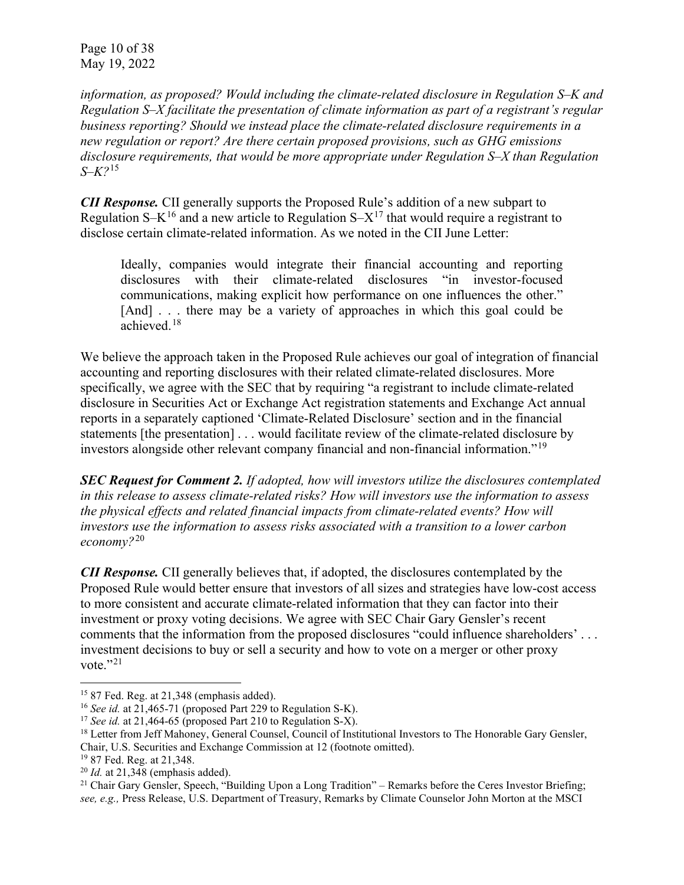*information, as proposed? Would including the climate-related disclosure in Regulation S–K and Regulation S–X facilitate the presentation of climate information as part of a registrant's regular business reporting? Should we instead place the climate-related disclosure requirements in a new regulation or report? Are there certain proposed provisions, such as GHG emissions disclosure requirements, that would be more appropriate under Regulation S–X than Regulation S–K?*[15]

***CII Response.*** CII generally supports the Proposed Rule's addition of a new subpart to Regulation S–K[16] and a new article to Regulation S–X[17] that would require a registrant to disclose certain climate-related information. As we noted in the CII June Letter:

> Ideally, companies would integrate their financial accounting and reporting disclosures with their climate-related disclosures "in investor-focused communications, making explicit how performance on one influences the other." [And] . . . there may be a variety of approaches in which this goal could be achieved.[18]

We believe the approach taken in the Proposed Rule achieves our goal of integration of financial accounting and reporting disclosures with their related climate-related disclosures. More specifically, we agree with the SEC that by requiring "a registrant to include climate-related disclosure in Securities Act or Exchange Act registration statements and Exchange Act annual reports in a separately captioned 'Climate-Related Disclosure' section and in the financial statements [the presentation] . . . would facilitate review of the climate-related disclosure by investors alongside other relevant company financial and non-financial information."[19]

***SEC Request for Comment 2. If adopted, how will investors utilize the disclosures contemplated in this release to assess climate-related risks? How will investors use the information to assess the physical effects and related financial impacts from climate-related events? How will investors use the information to assess risks associated with a transition to a lower carbon economy?***[20]

***CII Response.*** CII generally believes that, if adopted, the disclosures contemplated by the Proposed Rule would better ensure that investors of all sizes and strategies have low-cost access to more consistent and accurate climate-related information that they can factor into their investment or proxy voting decisions. We agree with SEC Chair Gary Gensler's recent comments that the information from the proposed disclosures "could influence shareholders' . . . investment decisions to buy or sell a security and how to vote on a merger or other proxy vote."[21]

---

[15] 87 Fed. Reg. at 21,348 (emphasis added).

[16] *See id.* at 21,465-71 (proposed Part 229 to Regulation S-K).

[17] *See id.* at 21,464-65 (proposed Part 210 to Regulation S-X).

[18] Letter from Jeff Mahoney, General Counsel, Council of Institutional Investors to The Honorable Gary Gensler, Chair, U.S. Securities and Exchange Commission at 12 (footnote omitted).

[19] 87 Fed. Reg. at 21,348.

[20] *Id.* at 21,348 (emphasis added).

[21] Chair Gary Gensler, Speech, "Building Upon a Long Tradition" – Remarks before the Ceres Investor Briefing; *see, e.g.,* Press Release, U.S. Department of Treasury, Remarks by Climate Counselor John Morton at the MSCI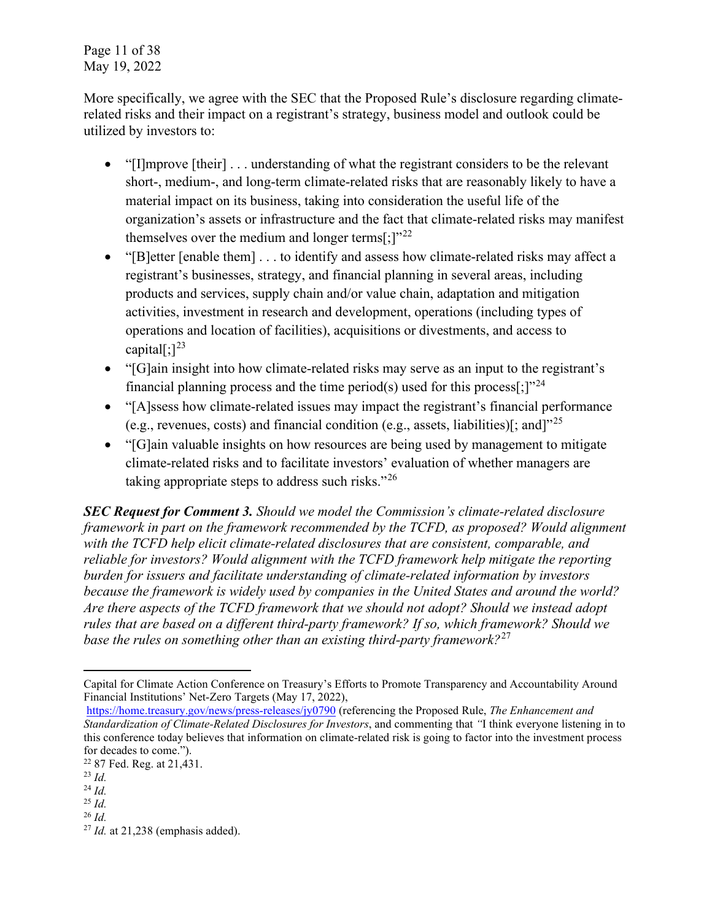More specifically, we agree with the SEC that the Proposed Rule's disclosure regarding climate-related risks and their impact on a registrant's strategy, business model and outlook could be utilized by investors to:

- "[I]mprove [their] . . . understanding of what the registrant considers to be the relevant short-, medium-, and long-term climate-related risks that are reasonably likely to have a material impact on its business, taking into consideration the useful life of the organization's assets or infrastructure and the fact that climate-related risks may manifest themselves over the medium and longer terms[;]"[22]
- "[B]etter [enable them] . . . to identify and assess how climate-related risks may affect a registrant's businesses, strategy, and financial planning in several areas, including products and services, supply chain and/or value chain, adaptation and mitigation activities, investment in research and development, operations (including types of operations and location of facilities), acquisitions or divestments, and access to capital[;][23]
- "[G]ain insight into how climate-related risks may serve as an input to the registrant's financial planning process and the time period(s) used for this process[;]"[24]
- "[A]ssess how climate-related issues may impact the registrant's financial performance (e.g., revenues, costs) and financial condition (e.g., assets, liabilities)[; and]"[25]
- "[G]ain valuable insights on how resources are being used by management to mitigate climate-related risks and to facilitate investors' evaluation of whether managers are taking appropriate steps to address such risks."[26]

***SEC Request for Comment 3.*** *Should we model the Commission's climate-related disclosure framework in part on the framework recommended by the TCFD, as proposed? Would alignment with the TCFD help elicit climate-related disclosures that are consistent, comparable, and reliable for investors? Would alignment with the TCFD framework help mitigate the reporting burden for issuers and facilitate understanding of climate-related information by investors because the framework is widely used by companies in the United States and around the world? Are there aspects of the TCFD framework that we should not adopt? Should we instead adopt rules that are based on a different third-party framework? If so, which framework? Should we base the rules on something other than an existing third-party framework?*[27]

---

Capital for Climate Action Conference on Treasury's Efforts to Promote Transparency and Accountability Around Financial Institutions' Net-Zero Targets (May 17, 2022), https://home.treasury.gov/news/press-releases/jy0790 (referencing the Proposed Rule, *The Enhancement and Standardization of Climate-Related Disclosures for Investors*, and commenting that "I think everyone listening in to this conference today believes that information on climate-related risk is going to factor into the investment process for decades to come.").

[22] 87 Fed. Reg. at 21,431.

[23] *Id.*

[24] *Id.*

[25] *Id.*

[26] *Id.*

[27] *Id.* at 21,238 (emphasis added).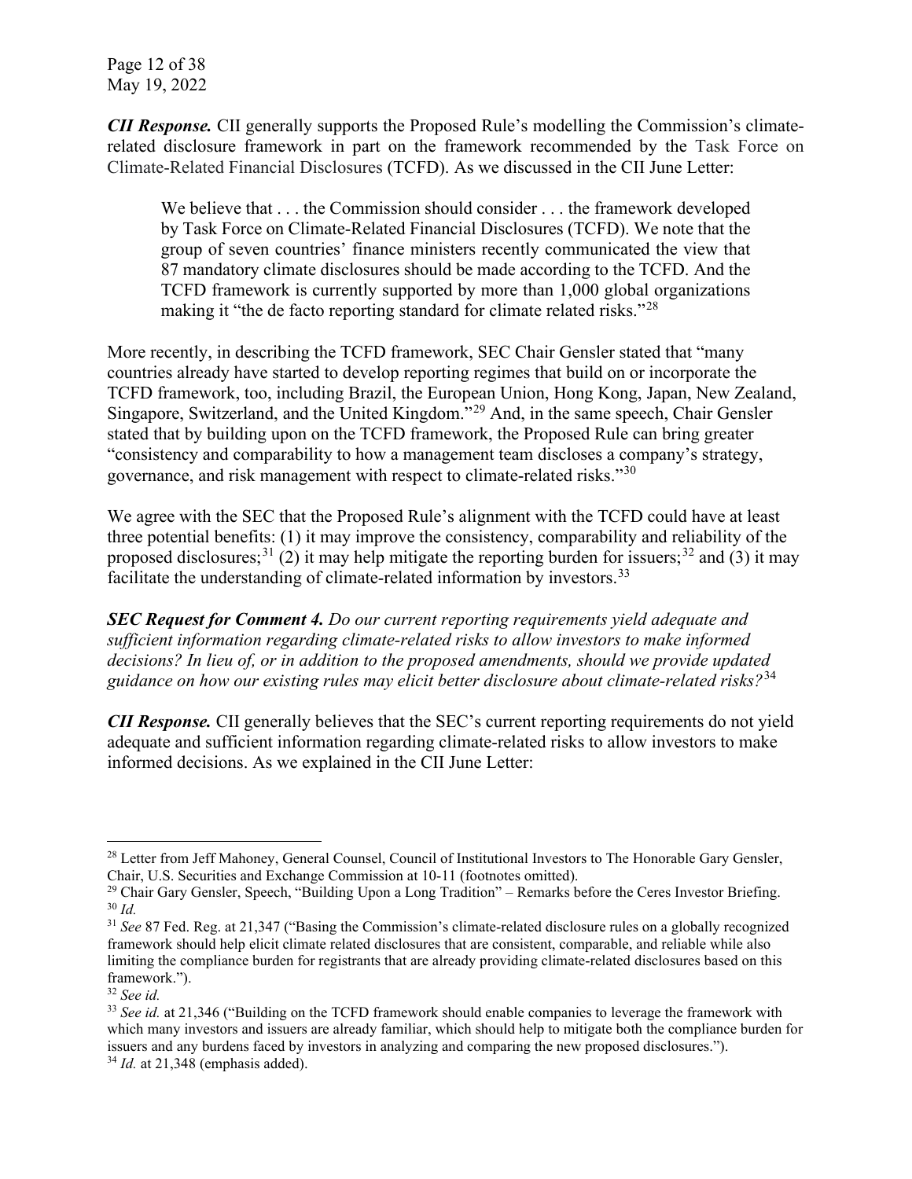***CII Response.*** CII generally supports the Proposed Rule's modelling the Commission's climate-related disclosure framework in part on the framework recommended by the Task Force on Climate-Related Financial Disclosures (TCFD). As we discussed in the CII June Letter:

> We believe that . . . the Commission should consider . . . the framework developed by Task Force on Climate-Related Financial Disclosures (TCFD). We note that the group of seven countries' finance ministers recently communicated the view that 87 mandatory climate disclosures should be made according to the TCFD. And the TCFD framework is currently supported by more than 1,000 global organizations making it "the de facto reporting standard for climate related risks."[28]

More recently, in describing the TCFD framework, SEC Chair Gensler stated that "many countries already have started to develop reporting regimes that build on or incorporate the TCFD framework, too, including Brazil, the European Union, Hong Kong, Japan, New Zealand, Singapore, Switzerland, and the United Kingdom."[29] And, in the same speech, Chair Gensler stated that by building upon on the TCFD framework, the Proposed Rule can bring greater "consistency and comparability to how a management team discloses a company's strategy, governance, and risk management with respect to climate-related risks."[30]

We agree with the SEC that the Proposed Rule's alignment with the TCFD could have at least three potential benefits: (1) it may improve the consistency, comparability and reliability of the proposed disclosures;[31] (2) it may help mitigate the reporting burden for issuers;[32] and (3) it may facilitate the understanding of climate-related information by investors.[33]

***SEC Request for Comment 4.*** *Do our current reporting requirements yield adequate and sufficient information regarding climate-related risks to allow investors to make informed decisions? In lieu of, or in addition to the proposed amendments, should we provide updated guidance on how our existing rules may elicit better disclosure about climate-related risks?*[34]

***CII Response.*** CII generally believes that the SEC's current reporting requirements do not yield adequate and sufficient information regarding climate-related risks to allow investors to make informed decisions. As we explained in the CII June Letter:

---

[28] Letter from Jeff Mahoney, General Counsel, Council of Institutional Investors to The Honorable Gary Gensler, Chair, U.S. Securities and Exchange Commission at 10-11 (footnotes omitted).

[29] Chair Gary Gensler, Speech, "Building Upon a Long Tradition" – Remarks before the Ceres Investor Briefing.

[30] *Id.*

[31] *See* 87 Fed. Reg. at 21,347 ("Basing the Commission's climate-related disclosure rules on a globally recognized framework should help elicit climate related disclosures that are consistent, comparable, and reliable while also limiting the compliance burden for registrants that are already providing climate-related disclosures based on this framework.").

[32] *See id.*

[33] *See id.* at 21,346 ("Building on the TCFD framework should enable companies to leverage the framework with which many investors and issuers are already familiar, which should help to mitigate both the compliance burden for issuers and any burdens faced by investors in analyzing and comparing the new proposed disclosures.").

[34] *Id.* at 21,348 (emphasis added).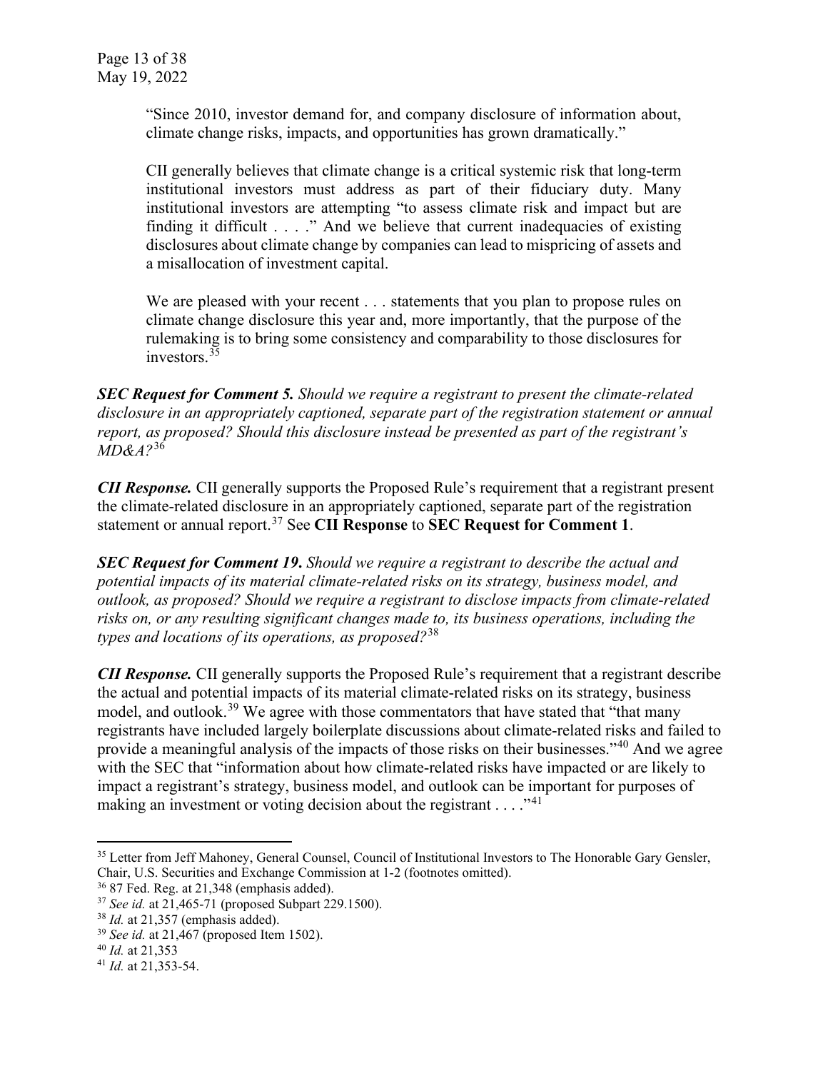> "Since 2010, investor demand for, and company disclosure of information about, climate change risks, impacts, and opportunities has grown dramatically."
>
> CII generally believes that climate change is a critical systemic risk that long-term institutional investors must address as part of their fiduciary duty. Many institutional investors are attempting "to assess climate risk and impact but are finding it difficult . . . ." And we believe that current inadequacies of existing disclosures about climate change by companies can lead to mispricing of assets and a misallocation of investment capital.
>
> We are pleased with your recent . . . statements that you plan to propose rules on climate change disclosure this year and, more importantly, that the purpose of the rulemaking is to bring some consistency and comparability to those disclosures for investors.[35]

***SEC Request for Comment 5.*** *Should we require a registrant to present the climate-related disclosure in an appropriately captioned, separate part of the registration statement or annual report, as proposed? Should this disclosure instead be presented as part of the registrant's MD&A?*[36]

***CII Response.*** CII generally supports the Proposed Rule's requirement that a registrant present the climate-related disclosure in an appropriately captioned, separate part of the registration statement or annual report.[37] See **CII Response** to **SEC Request for Comment 1**.

***SEC Request for Comment 19.*** *Should we require a registrant to describe the actual and potential impacts of its material climate-related risks on its strategy, business model, and outlook, as proposed? Should we require a registrant to disclose impacts from climate-related risks on, or any resulting significant changes made to, its business operations, including the types and locations of its operations, as proposed?*[38]

***CII Response.*** CII generally supports the Proposed Rule's requirement that a registrant describe the actual and potential impacts of its material climate-related risks on its strategy, business model, and outlook.[39] We agree with those commentators that have stated that "that many registrants have included largely boilerplate discussions about climate-related risks and failed to provide a meaningful analysis of the impacts of those risks on their businesses."[40] And we agree with the SEC that "information about how climate-related risks have impacted or are likely to impact a registrant's strategy, business model, and outlook can be important for purposes of making an investment or voting decision about the registrant . . . ."[41]

---

[35] Letter from Jeff Mahoney, General Counsel, Council of Institutional Investors to The Honorable Gary Gensler, Chair, U.S. Securities and Exchange Commission at 1-2 (footnotes omitted).

[36] 87 Fed. Reg. at 21,348 (emphasis added).

[37] *See id.* at 21,465-71 (proposed Subpart 229.1500).

[38] *Id.* at 21,357 (emphasis added).

[39] *See id.* at 21,467 (proposed Item 1502).

[40] *Id.* at 21,353

[41] *Id.* at 21,353-54.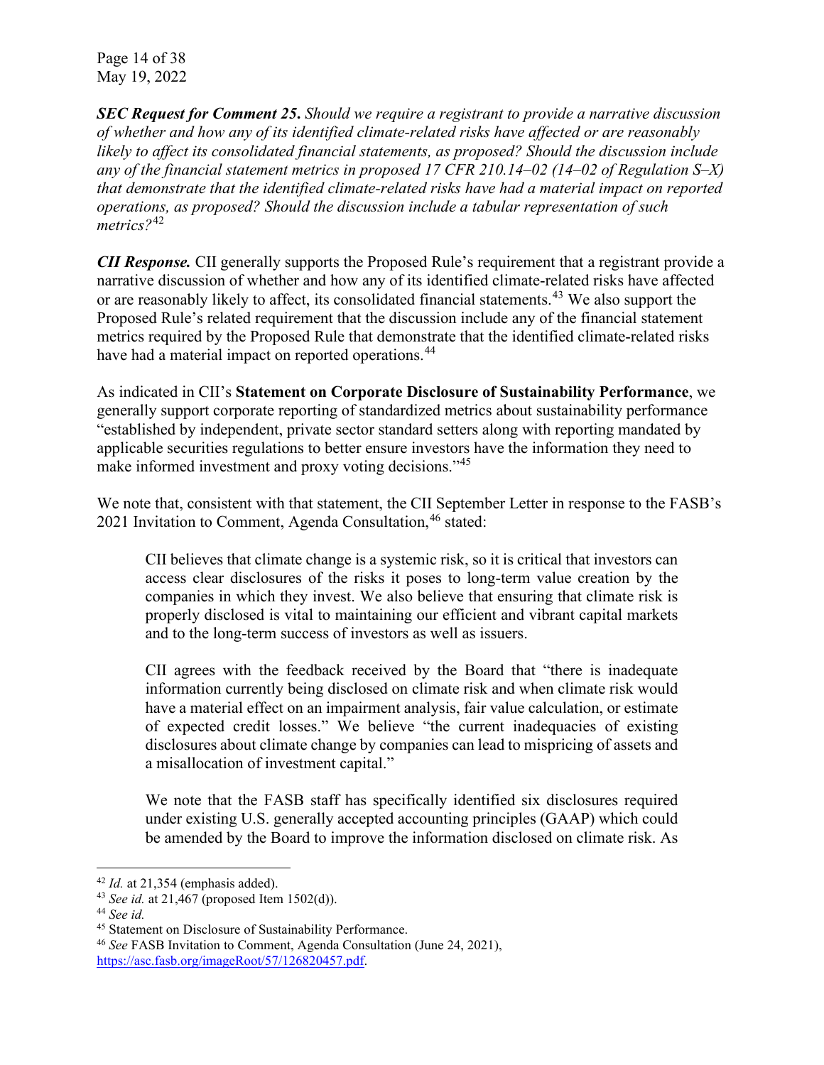***SEC Request for Comment 25.*** *Should we require a registrant to provide a narrative discussion of whether and how any of its identified climate-related risks have affected or are reasonably likely to affect its consolidated financial statements, as proposed? Should the discussion include any of the financial statement metrics in proposed 17 CFR 210.14–02 (14–02 of Regulation S–X) that demonstrate that the identified climate-related risks have had a material impact on reported operations, as proposed? Should the discussion include a tabular representation of such metrics?*[42]

***CII Response.*** CII generally supports the Proposed Rule's requirement that a registrant provide a narrative discussion of whether and how any of its identified climate-related risks have affected or are reasonably likely to affect, its consolidated financial statements.[43] We also support the Proposed Rule's related requirement that the discussion include any of the financial statement metrics required by the Proposed Rule that demonstrate that the identified climate-related risks have had a material impact on reported operations.[44]

As indicated in CII's **Statement on Corporate Disclosure of Sustainability Performance**, we generally support corporate reporting of standardized metrics about sustainability performance "established by independent, private sector standard setters along with reporting mandated by applicable securities regulations to better ensure investors have the information they need to make informed investment and proxy voting decisions."[45]

We note that, consistent with that statement, the CII September Letter in response to the FASB's 2021 Invitation to Comment, Agenda Consultation,[46] stated:

> CII believes that climate change is a systemic risk, so it is critical that investors can access clear disclosures of the risks it poses to long-term value creation by the companies in which they invest. We also believe that ensuring that climate risk is properly disclosed is vital to maintaining our efficient and vibrant capital markets and to the long-term success of investors as well as issuers.
>
> CII agrees with the feedback received by the Board that "there is inadequate information currently being disclosed on climate risk and when climate risk would have a material effect on an impairment analysis, fair value calculation, or estimate of expected credit losses." We believe "the current inadequacies of existing disclosures about climate change by companies can lead to mispricing of assets and a misallocation of investment capital."
>
> We note that the FASB staff has specifically identified six disclosures required under existing U.S. generally accepted accounting principles (GAAP) which could be amended by the Board to improve the information disclosed on climate risk. As

---

[42] *Id.* at 21,354 (emphasis added).

[43] *See id.* at 21,467 (proposed Item 1502(d)).

[44] *See id.*

[45] Statement on Disclosure of Sustainability Performance.

[46] *See* FASB Invitation to Comment, Agenda Consultation (June 24, 2021), https://asc.fasb.org/imageRoot/57/126820457.pdf.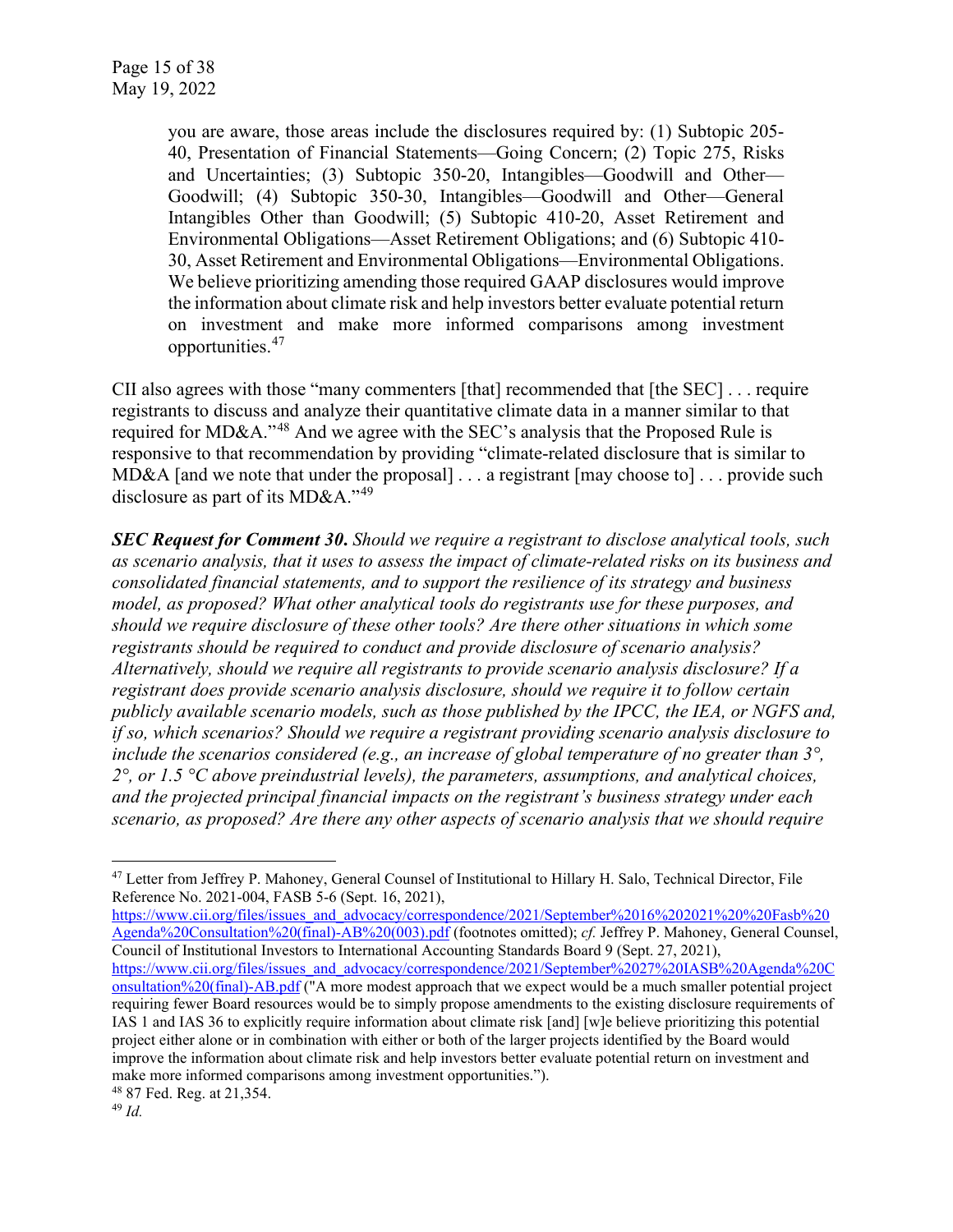> you are aware, those areas include the disclosures required by: (1) Subtopic 205-40, Presentation of Financial Statements—Going Concern; (2) Topic 275, Risks and Uncertainties; (3) Subtopic 350-20, Intangibles—Goodwill and Other—Goodwill; (4) Subtopic 350-30, Intangibles—Goodwill and Other—General Intangibles Other than Goodwill; (5) Subtopic 410-20, Asset Retirement and Environmental Obligations—Asset Retirement Obligations; and (6) Subtopic 410-30, Asset Retirement and Environmental Obligations—Environmental Obligations. We believe prioritizing amending those required GAAP disclosures would improve the information about climate risk and help investors better evaluate potential return on investment and make more informed comparisons among investment opportunities.[47]

CII also agrees with those "many commenters [that] recommended that [the SEC] . . . require registrants to discuss and analyze their quantitative climate data in a manner similar to that required for MD&A."[48] And we agree with the SEC's analysis that the Proposed Rule is responsive to that recommendation by providing "climate-related disclosure that is similar to MD&A [and we note that under the proposal] . . . a registrant [may choose to] . . . provide such disclosure as part of its MD&A."[49]

***SEC Request for Comment 30.*** *Should we require a registrant to disclose analytical tools, such as scenario analysis, that it uses to assess the impact of climate-related risks on its business and consolidated financial statements, and to support the resilience of its strategy and business model, as proposed? What other analytical tools do registrants use for these purposes, and should we require disclosure of these other tools? Are there other situations in which some registrants should be required to conduct and provide disclosure of scenario analysis? Alternatively, should we require all registrants to provide scenario analysis disclosure? If a registrant does provide scenario analysis disclosure, should we require it to follow certain publicly available scenario models, such as those published by the IPCC, the IEA, or NGFS and, if so, which scenarios? Should we require a registrant providing scenario analysis disclosure to include the scenarios considered (e.g., an increase of global temperature of no greater than 3°, 2°, or 1.5 °C above preindustrial levels), the parameters, assumptions, and analytical choices, and the projected principal financial impacts on the registrant's business strategy under each scenario, as proposed? Are there any other aspects of scenario analysis that we should require*

---

[47] Letter from Jeffrey P. Mahoney, General Counsel of Institutional to Hillary H. Salo, Technical Director, File Reference No. 2021-004, FASB 5-6 (Sept. 16, 2021), https://www.cii.org/files/issues_and_advocacy/correspondence/2021/September%2016%202021%20%20Fasb%20Agenda%20Consultation%20(final)-AB%20(003).pdf (footnotes omitted); *cf.* Jeffrey P. Mahoney, General Counsel, Council of Institutional Investors to International Accounting Standards Board 9 (Sept. 27, 2021), https://www.cii.org/files/issues_and_advocacy/correspondence/2021/September%2027%20IASB%20Agenda%20Consultation%20(final)-AB.pdf ("A more modest approach that we expect would be a much smaller potential project requiring fewer Board resources would be to simply propose amendments to the existing disclosure requirements of IAS 1 and IAS 36 to explicitly require information about climate risk [and] [w]e believe prioritizing this potential project either alone or in combination with either or both of the larger projects identified by the Board would improve the information about climate risk and help investors better evaluate potential return on investment and make more informed comparisons among investment opportunities.").

[48] 87 Fed. Reg. at 21,354.

[49] *Id.*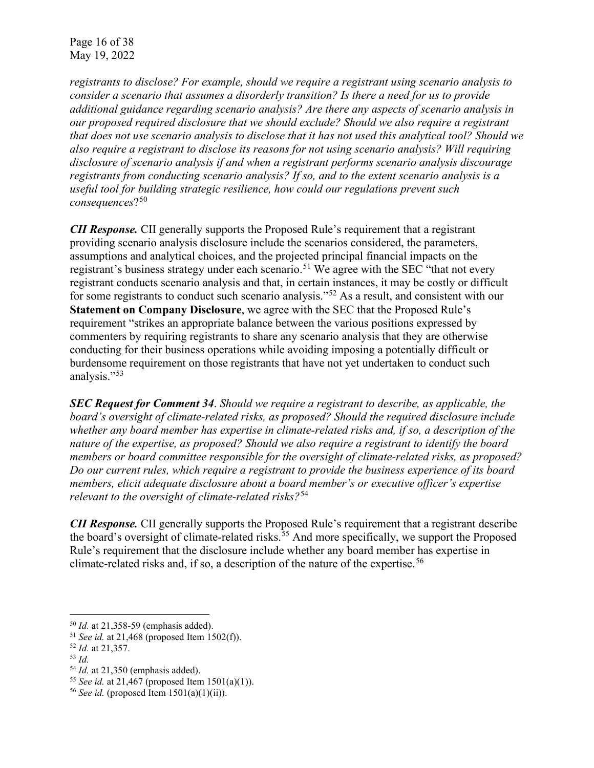*registrants to disclose? For example, should we require a registrant using scenario analysis to consider a scenario that assumes a disorderly transition? Is there a need for us to provide additional guidance regarding scenario analysis? Are there any aspects of scenario analysis in our proposed required disclosure that we should exclude? Should we also require a registrant that does not use scenario analysis to disclose that it has not used this analytical tool? Should we also require a registrant to disclose its reasons for not using scenario analysis? Will requiring disclosure of scenario analysis if and when a registrant performs scenario analysis discourage registrants from conducting scenario analysis? If so, and to the extent scenario analysis is a useful tool for building strategic resilience, how could our regulations prevent such consequences*?[50]

***CII Response.*** CII generally supports the Proposed Rule's requirement that a registrant providing scenario analysis disclosure include the scenarios considered, the parameters, assumptions and analytical choices, and the projected principal financial impacts on the registrant's business strategy under each scenario.[51] We agree with the SEC "that not every registrant conducts scenario analysis and that, in certain instances, it may be costly or difficult for some registrants to conduct such scenario analysis."[52] As a result, and consistent with our **Statement on Company Disclosure**, we agree with the SEC that the Proposed Rule's requirement "strikes an appropriate balance between the various positions expressed by commenters by requiring registrants to share any scenario analysis that they are otherwise conducting for their business operations while avoiding imposing a potentially difficult or burdensome requirement on those registrants that have not yet undertaken to conduct such analysis."[53]

***SEC Request for Comment 34***. *Should we require a registrant to describe, as applicable, the board's oversight of climate-related risks, as proposed? Should the required disclosure include whether any board member has expertise in climate-related risks and, if so, a description of the nature of the expertise, as proposed? Should we also require a registrant to identify the board members or board committee responsible for the oversight of climate-related risks, as proposed? Do our current rules, which require a registrant to provide the business experience of its board members, elicit adequate disclosure about a board member's or executive officer's expertise relevant to the oversight of climate-related risks?*[54]

***CII Response.*** CII generally supports the Proposed Rule's requirement that a registrant describe the board's oversight of climate-related risks.[55] And more specifically, we support the Proposed Rule's requirement that the disclosure include whether any board member has expertise in climate-related risks and, if so, a description of the nature of the expertise.[56]

---

[50] *Id.* at 21,358-59 (emphasis added).

[51] *See id.* at 21,468 (proposed Item 1502(f)).

[52] *Id.* at 21,357.

[53] *Id.*

[54] *Id.* at 21,350 (emphasis added).

[55] *See id.* at 21,467 (proposed Item 1501(a)(1)).

[56] *See id.* (proposed Item 1501(a)(1)(ii)).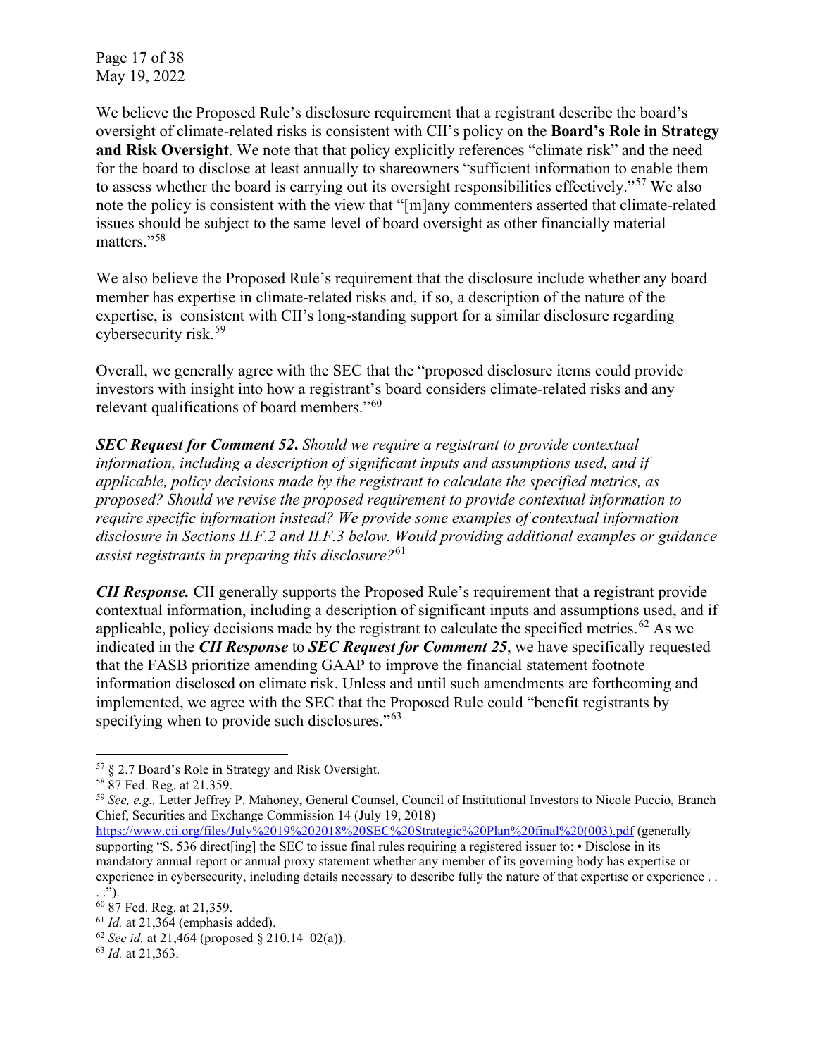We believe the Proposed Rule's disclosure requirement that a registrant describe the board's oversight of climate-related risks is consistent with CII's policy on the **Board's Role in Strategy and Risk Oversight**. We note that that policy explicitly references "climate risk" and the need for the board to disclose at least annually to shareowners "sufficient information to enable them to assess whether the board is carrying out its oversight responsibilities effectively."[57] We also note the policy is consistent with the view that "[m]any commenters asserted that climate-related issues should be subject to the same level of board oversight as other financially material matters."[58]

We also believe the Proposed Rule's requirement that the disclosure include whether any board member has expertise in climate-related risks and, if so, a description of the nature of the expertise, is consistent with CII's long-standing support for a similar disclosure regarding cybersecurity risk.[59]

Overall, we generally agree with the SEC that the "proposed disclosure items could provide investors with insight into how a registrant's board considers climate-related risks and any relevant qualifications of board members."[60]

***SEC Request for Comment 52****. Should we require a registrant to provide contextual information, including a description of significant inputs and assumptions used, and if applicable, policy decisions made by the registrant to calculate the specified metrics, as proposed? Should we revise the proposed requirement to provide contextual information to require specific information instead? We provide some examples of contextual information disclosure in Sections II.F.2 and II.F.3 below. Would providing additional examples or guidance assist registrants in preparing this disclosure?*[61]

***CII Response.*** CII generally supports the Proposed Rule's requirement that a registrant provide contextual information, including a description of significant inputs and assumptions used, and if applicable, policy decisions made by the registrant to calculate the specified metrics.[62] As we indicated in the ***CII Response*** to ***SEC Request for Comment 25***, we have specifically requested that the FASB prioritize amending GAAP to improve the financial statement footnote information disclosed on climate risk. Unless and until such amendments are forthcoming and implemented, we agree with the SEC that the Proposed Rule could "benefit registrants by specifying when to provide such disclosures."[63]

---

[57] § 2.7 Board's Role in Strategy and Risk Oversight.

[58] 87 Fed. Reg. at 21,359.

[59] *See, e.g.,* Letter Jeffrey P. Mahoney, General Counsel, Council of Institutional Investors to Nicole Puccio, Branch Chief, Securities and Exchange Commission 14 (July 19, 2018) https://www.cii.org/files/July%2019%202018%20SEC%20Strategic%20Plan%20final%20(003).pdf (generally supporting "S. 536 direct[ing] the SEC to issue final rules requiring a registered issuer to: • Disclose in its mandatory annual report or annual proxy statement whether any member of its governing body has expertise or experience in cybersecurity, including details necessary to describe fully the nature of that expertise or experience . . . ").

[60] 87 Fed. Reg. at 21,359.

[61] *Id.* at 21,364 (emphasis added).

[62] *See id.* at 21,464 (proposed § 210.14–02(a)).

[63] *Id.* at 21,363.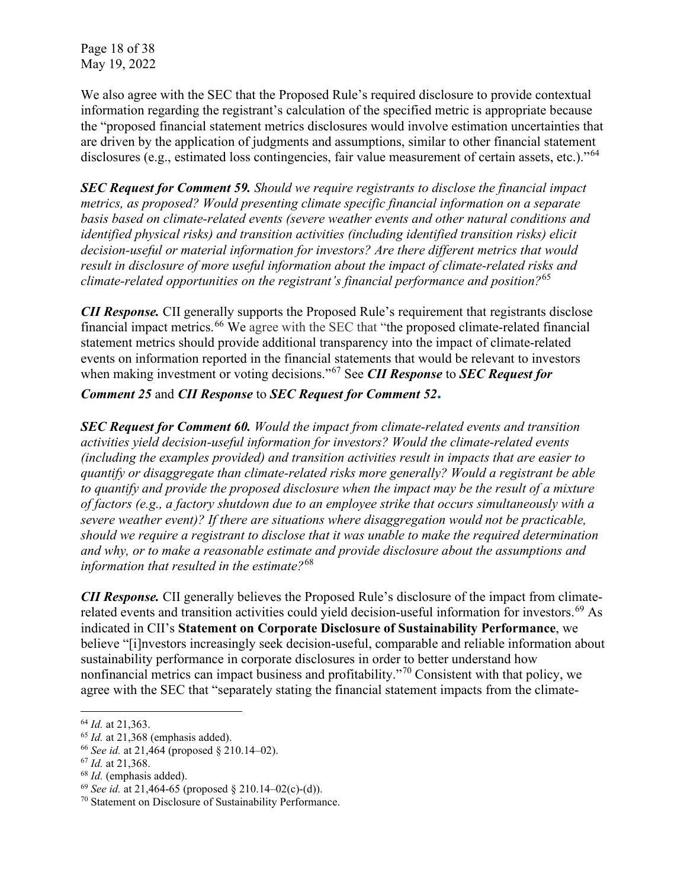We also agree with the SEC that the Proposed Rule's required disclosure to provide contextual information regarding the registrant's calculation of the specified metric is appropriate because the "proposed financial statement metrics disclosures would involve estimation uncertainties that are driven by the application of judgments and assumptions, similar to other financial statement disclosures (e.g., estimated loss contingencies, fair value measurement of certain assets, etc.)."[64]

***SEC Request for Comment 59.*** *Should we require registrants to disclose the financial impact metrics, as proposed? Would presenting climate specific financial information on a separate basis based on climate-related events (severe weather events and other natural conditions and identified physical risks) and transition activities (including identified transition risks) elicit decision-useful or material information for investors? Are there different metrics that would result in disclosure of more useful information about the impact of climate-related risks and climate-related opportunities on the registrant's financial performance and position?*[65]

***CII Response.*** CII generally supports the Proposed Rule's requirement that registrants disclose financial impact metrics.[66] We agree with the SEC that "the proposed climate-related financial statement metrics should provide additional transparency into the impact of climate-related events on information reported in the financial statements that would be relevant to investors when making investment or voting decisions."[67] See ***CII Response*** to ***SEC Request for Comment 25*** and ***CII Response*** to ***SEC Request for Comment 52*****.**

***SEC Request for Comment 60.*** *Would the impact from climate-related events and transition activities yield decision-useful information for investors? Would the climate-related events (including the examples provided) and transition activities result in impacts that are easier to quantify or disaggregate than climate-related risks more generally? Would a registrant be able to quantify and provide the proposed disclosure when the impact may be the result of a mixture of factors (e.g., a factory shutdown due to an employee strike that occurs simultaneously with a severe weather event)? If there are situations where disaggregation would not be practicable, should we require a registrant to disclose that it was unable to make the required determination and why, or to make a reasonable estimate and provide disclosure about the assumptions and information that resulted in the estimate?*[68]

***CII Response.*** CII generally believes the Proposed Rule's disclosure of the impact from climate-related events and transition activities could yield decision-useful information for investors.[69] As indicated in CII's **Statement on Corporate Disclosure of Sustainability Performance**, we believe "[i]nvestors increasingly seek decision-useful, comparable and reliable information about sustainability performance in corporate disclosures in order to better understand how nonfinancial metrics can impact business and profitability."[70] Consistent with that policy, we agree with the SEC that "separately stating the financial statement impacts from the climate-

---

[64] *Id.* at 21,363.

[65] *Id.* at 21,368 (emphasis added).

[66] *See id.* at 21,464 (proposed § 210.14–02).

[67] *Id.* at 21,368.

[68] *Id.* (emphasis added).

[69] *See id.* at 21,464-65 (proposed § 210.14–02(c)-(d)).

[70] Statement on Disclosure of Sustainability Performance.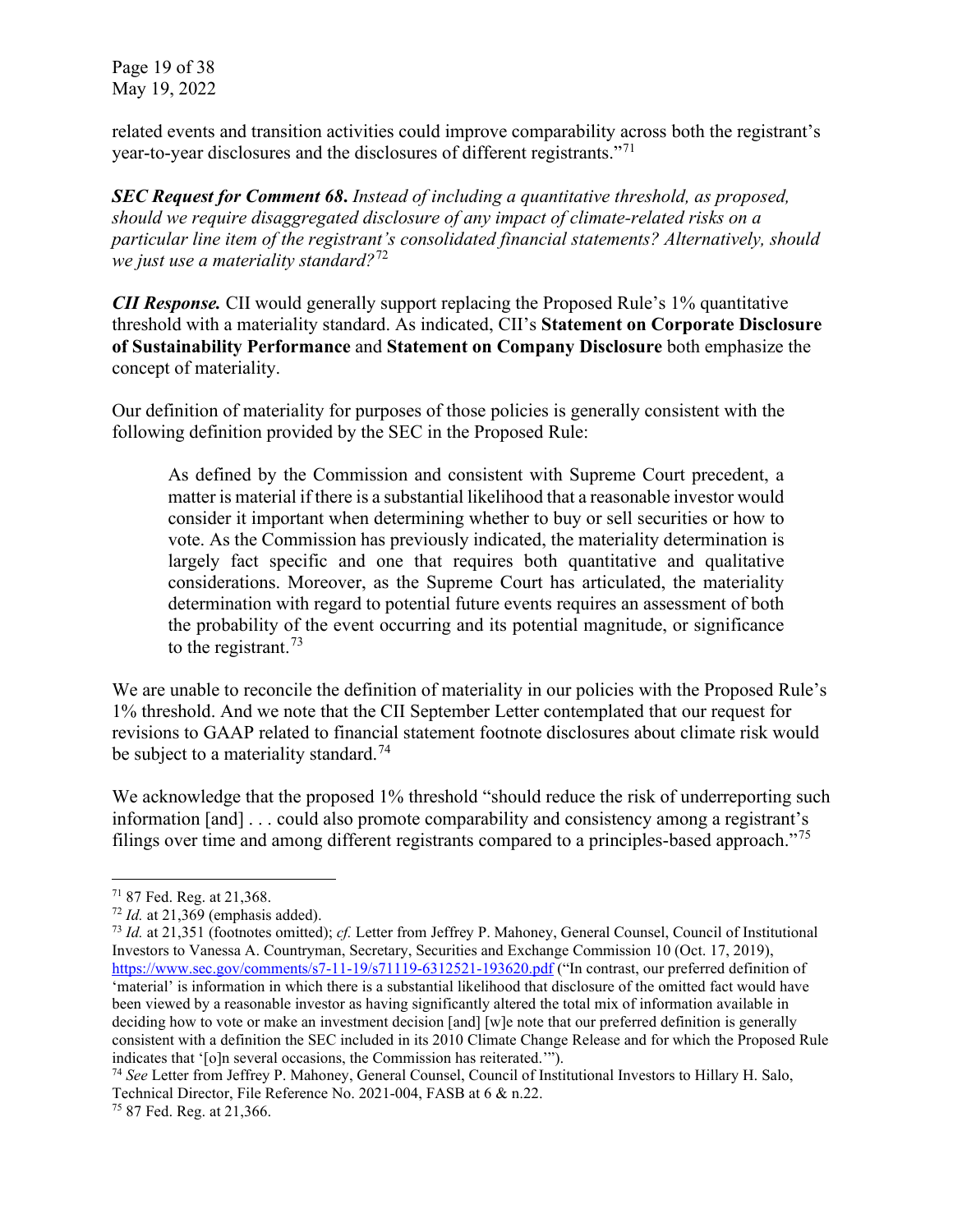related events and transition activities could improve comparability across both the registrant's year-to-year disclosures and the disclosures of different registrants."[71]

***SEC Request for Comment 68***. *Instead of including a quantitative threshold, as proposed, should we require disaggregated disclosure of any impact of climate-related risks on a particular line item of the registrant's consolidated financial statements? Alternatively, should we just use a materiality standard?*[72]

***CII Response.*** CII would generally support replacing the Proposed Rule's 1% quantitative threshold with a materiality standard. As indicated, CII's **Statement on Corporate Disclosure of Sustainability Performance** and **Statement on Company Disclosure** both emphasize the concept of materiality.

Our definition of materiality for purposes of those policies is generally consistent with the following definition provided by the SEC in the Proposed Rule:

> As defined by the Commission and consistent with Supreme Court precedent, a matter is material if there is a substantial likelihood that a reasonable investor would consider it important when determining whether to buy or sell securities or how to vote. As the Commission has previously indicated, the materiality determination is largely fact specific and one that requires both quantitative and qualitative considerations. Moreover, as the Supreme Court has articulated, the materiality determination with regard to potential future events requires an assessment of both the probability of the event occurring and its potential magnitude, or significance to the registrant.[73]

We are unable to reconcile the definition of materiality in our policies with the Proposed Rule's 1% threshold. And we note that the CII September Letter contemplated that our request for revisions to GAAP related to financial statement footnote disclosures about climate risk would be subject to a materiality standard.[74]

We acknowledge that the proposed 1% threshold "should reduce the risk of underreporting such information [and] . . . could also promote comparability and consistency among a registrant's filings over time and among different registrants compared to a principles-based approach."[75]

---

[71] 87 Fed. Reg. at 21,368.

[72] *Id.* at 21,369 (emphasis added).

[73] *Id.* at 21,351 (footnotes omitted); *cf.* Letter from Jeffrey P. Mahoney, General Counsel, Council of Institutional Investors to Vanessa A. Countryman, Secretary, Securities and Exchange Commission 10 (Oct. 17, 2019), https://www.sec.gov/comments/s7-11-19/s71119-6312521-193620.pdf ("In contrast, our preferred definition of 'material' is information in which there is a substantial likelihood that disclosure of the omitted fact would have been viewed by a reasonable investor as having significantly altered the total mix of information available in deciding how to vote or make an investment decision [and] [w]e note that our preferred definition is generally consistent with a definition the SEC included in its 2010 Climate Change Release and for which the Proposed Rule indicates that '[o]n several occasions, the Commission has reiterated.'").

[74] *See* Letter from Jeffrey P. Mahoney, General Counsel, Council of Institutional Investors to Hillary H. Salo, Technical Director, File Reference No. 2021-004, FASB at 6 & n.22.

[75] 87 Fed. Reg. at 21,366.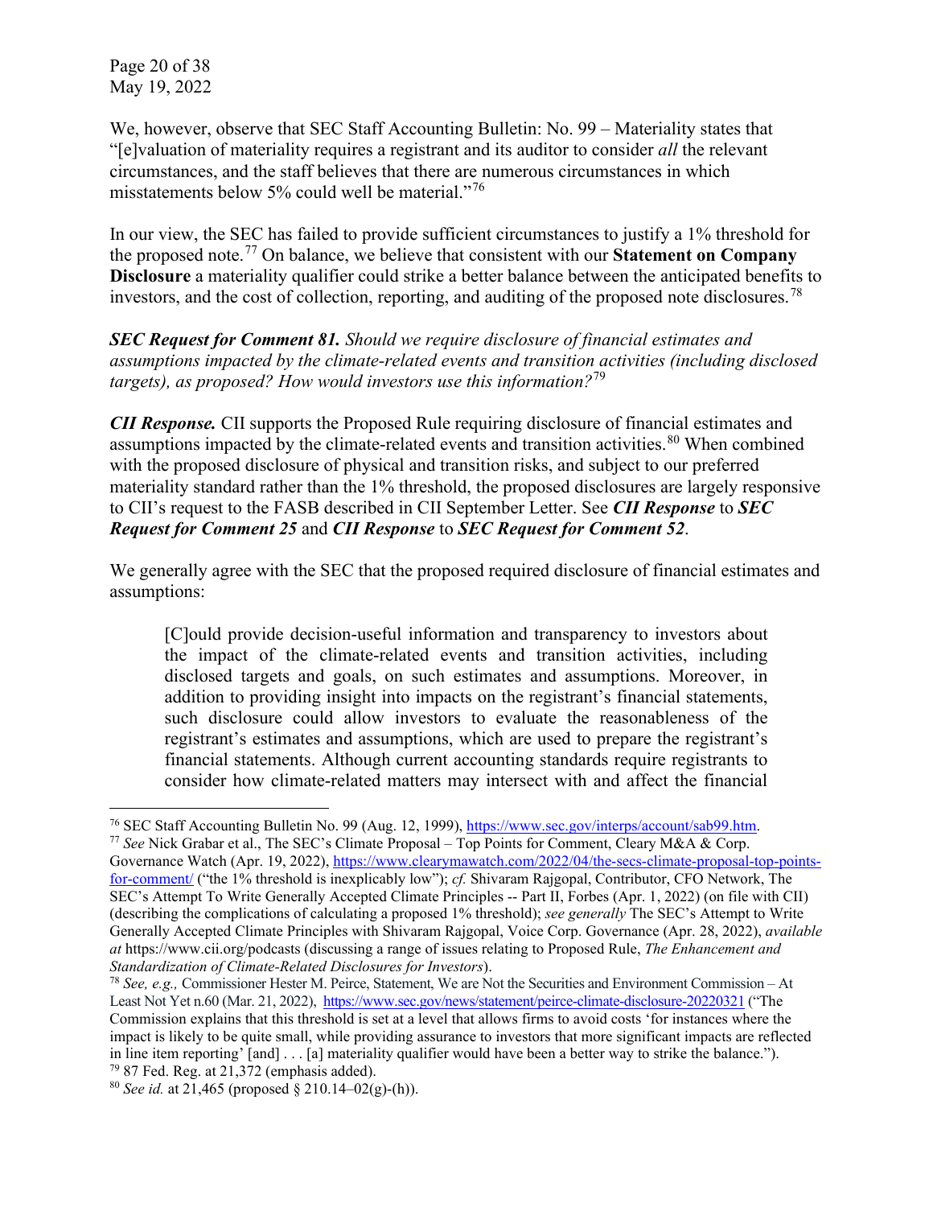We, however, observe that SEC Staff Accounting Bulletin: No. 99 – Materiality states that "[e]valuation of materiality requires a registrant and its auditor to consider *all* the relevant circumstances, and the staff believes that there are numerous circumstances in which misstatements below 5% could well be material."[76]

In our view, the SEC has failed to provide sufficient circumstances to justify a 1% threshold for the proposed note.[77] On balance, we believe that consistent with our **Statement on Company Disclosure** a materiality qualifier could strike a better balance between the anticipated benefits to investors, and the cost of collection, reporting, and auditing of the proposed note disclosures.[78]

***SEC Request for Comment 81.*** *Should we require disclosure of financial estimates and assumptions impacted by the climate-related events and transition activities (including disclosed targets), as proposed? How would investors use this information?*[79]

***CII Response.*** CII supports the Proposed Rule requiring disclosure of financial estimates and assumptions impacted by the climate-related events and transition activities.[80] When combined with the proposed disclosure of physical and transition risks, and subject to our preferred materiality standard rather than the 1% threshold, the proposed disclosures are largely responsive to CII's request to the FASB described in CII September Letter. See ***CII Response*** to ***SEC Request for Comment 25*** and ***CII Response*** to ***SEC Request for Comment 52***.

We generally agree with the SEC that the proposed required disclosure of financial estimates and assumptions:

> [C]ould provide decision-useful information and transparency to investors about the impact of the climate-related events and transition activities, including disclosed targets and goals, on such estimates and assumptions. Moreover, in addition to providing insight into impacts on the registrant's financial statements, such disclosure could allow investors to evaluate the reasonableness of the registrant's estimates and assumptions, which are used to prepare the registrant's financial statements. Although current accounting standards require registrants to consider how climate-related matters may intersect with and affect the financial

---

[76] SEC Staff Accounting Bulletin No. 99 (Aug. 12, 1999), https://www.sec.gov/interps/account/sab99.htm.

[77] *See* Nick Grabar et al., The SEC's Climate Proposal – Top Points for Comment, Cleary M&A & Corp. Governance Watch (Apr. 19, 2022), https://www.clearymawatch.com/2022/04/the-secs-climate-proposal-top-points-for-comment/ ("the 1% threshold is inexplicably low"); *cf.* Shivaram Rajgopal, Contributor, CFO Network, The SEC's Attempt To Write Generally Accepted Climate Principles -- Part II, Forbes (Apr. 1, 2022) (on file with CII) (describing the complications of calculating a proposed 1% threshold); *see generally* The SEC's Attempt to Write Generally Accepted Climate Principles with Shivaram Rajgopal, Voice Corp. Governance (Apr. 28, 2022), *available at* https://www.cii.org/podcasts (discussing a range of issues relating to Proposed Rule, *The Enhancement and Standardization of Climate-Related Disclosures for Investors*).

[78] *See, e.g.,* Commissioner Hester M. Peirce, Statement, We are Not the Securities and Environment Commission – At Least Not Yet n.60 (Mar. 21, 2022), https://www.sec.gov/news/statement/peirce-climate-disclosure-20220321 ("The Commission explains that this threshold is set at a level that allows firms to avoid costs 'for instances where the impact is likely to be quite small, while providing assurance to investors that more significant impacts are reflected in line item reporting' [and] . . . [a] materiality qualifier would have been a better way to strike the balance.").

[79] 87 Fed. Reg. at 21,372 (emphasis added).

[80] *See id.* at 21,465 (proposed § 210.14–02(g)-(h)).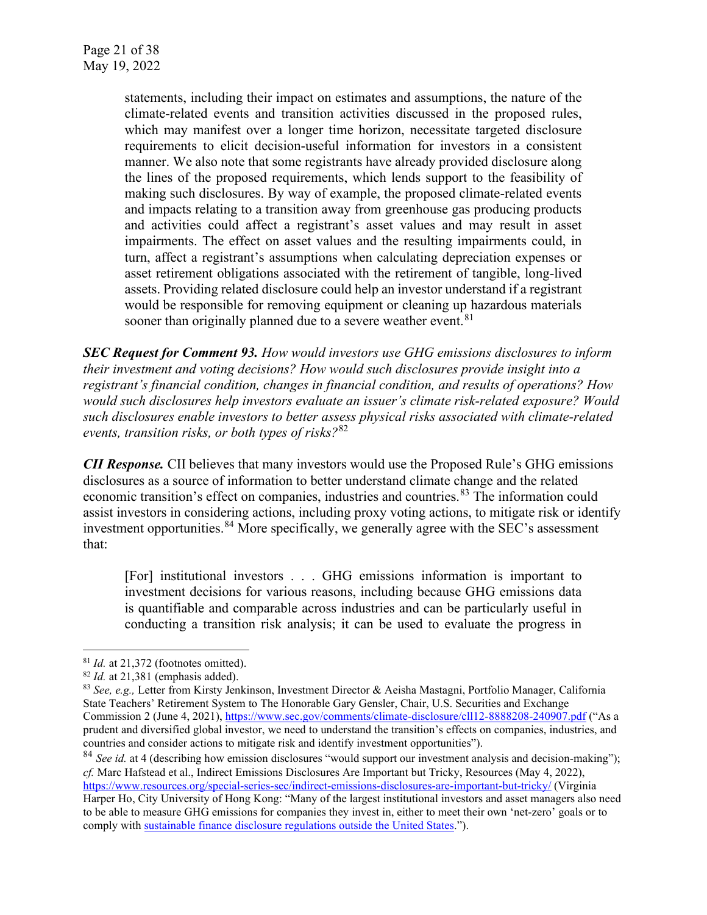> statements, including their impact on estimates and assumptions, the nature of the climate-related events and transition activities discussed in the proposed rules, which may manifest over a longer time horizon, necessitate targeted disclosure requirements to elicit decision-useful information for investors in a consistent manner. We also note that some registrants have already provided disclosure along the lines of the proposed requirements, which lends support to the feasibility of making such disclosures. By way of example, the proposed climate-related events and impacts relating to a transition away from greenhouse gas producing products and activities could affect a registrant's asset values and may result in asset impairments. The effect on asset values and the resulting impairments could, in turn, affect a registrant's assumptions when calculating depreciation expenses or asset retirement obligations associated with the retirement of tangible, long-lived assets. Providing related disclosure could help an investor understand if a registrant would be responsible for removing equipment or cleaning up hazardous materials sooner than originally planned due to a severe weather event.[81]

***SEC Request for Comment 93.*** *How would investors use GHG emissions disclosures to inform their investment and voting decisions? How would such disclosures provide insight into a registrant's financial condition, changes in financial condition, and results of operations? How would such disclosures help investors evaluate an issuer's climate risk-related exposure? Would such disclosures enable investors to better assess physical risks associated with climate-related events, transition risks, or both types of risks?*[82]

***CII Response.*** CII believes that many investors would use the Proposed Rule's GHG emissions disclosures as a source of information to better understand climate change and the related economic transition's effect on companies, industries and countries.[83] The information could assist investors in considering actions, including proxy voting actions, to mitigate risk or identify investment opportunities.[84] More specifically, we generally agree with the SEC's assessment that:

> [For] institutional investors . . . GHG emissions information is important to investment decisions for various reasons, including because GHG emissions data is quantifiable and comparable across industries and can be particularly useful in conducting a transition risk analysis; it can be used to evaluate the progress in

---

[81] *Id.* at 21,372 (footnotes omitted).

[82] *Id.* at 21,381 (emphasis added).

[83] *See, e.g.,* Letter from Kirsty Jenkinson, Investment Director & Aeisha Mastagni, Portfolio Manager, California State Teachers' Retirement System to The Honorable Gary Gensler, Chair, U.S. Securities and Exchange Commission 2 (June 4, 2021), https://www.sec.gov/comments/climate-disclosure/cll12-8888208-240907.pdf ("As a prudent and diversified global investor, we need to understand the transition's effects on companies, industries, and countries and consider actions to mitigate risk and identify investment opportunities").

[84] *See id.* at 4 (describing how emission disclosures "would support our investment analysis and decision-making"); *cf.* Marc Hafstead et al., Indirect Emissions Disclosures Are Important but Tricky, Resources (May 4, 2022), https://www.resources.org/special-series-sec/indirect-emissions-disclosures-are-important-but-tricky/ (Virginia Harper Ho, City University of Hong Kong: "Many of the largest institutional investors and asset managers also need to be able to measure GHG emissions for companies they invest in, either to meet their own 'net-zero' goals or to comply with sustainable finance disclosure regulations outside the United States.").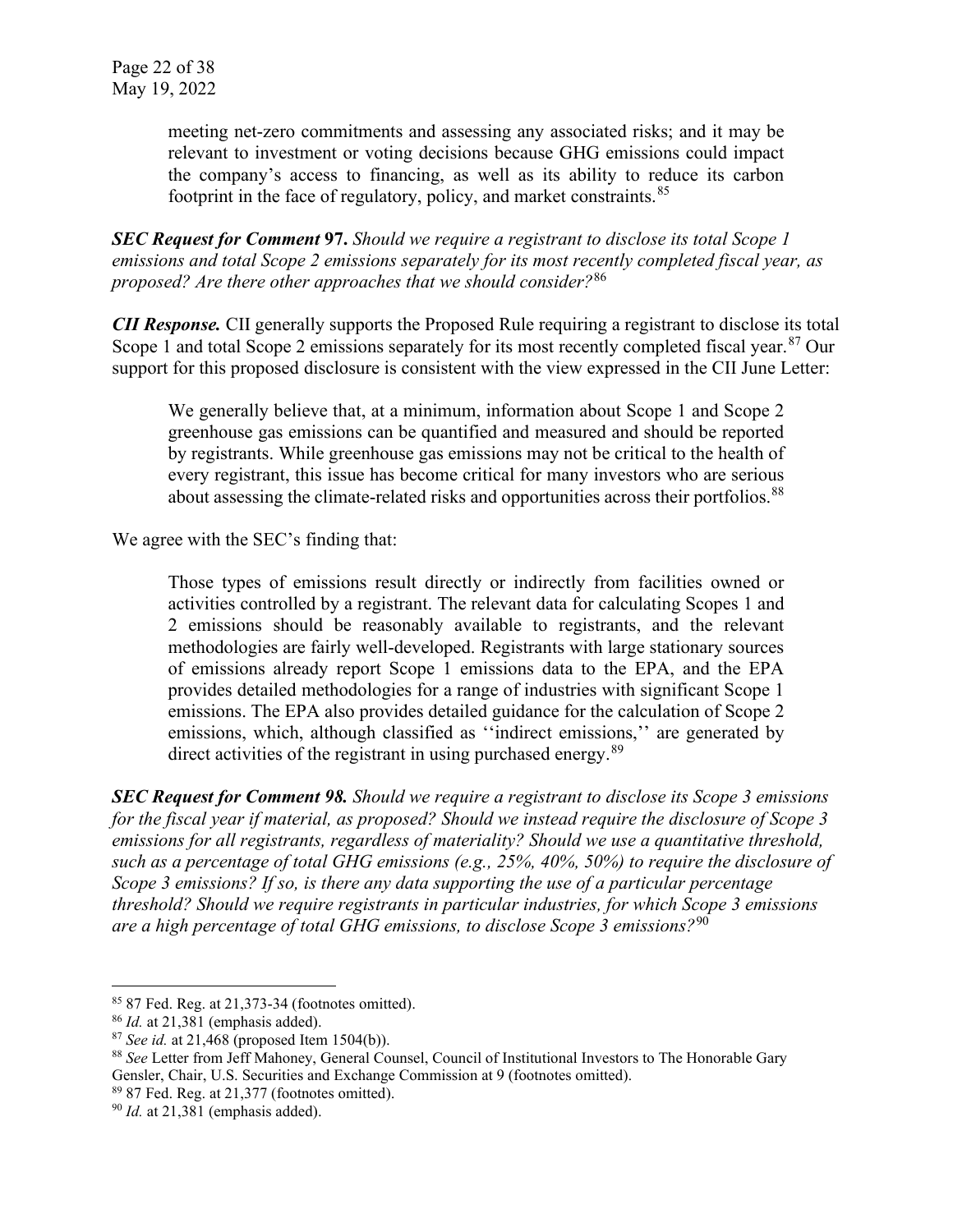> meeting net-zero commitments and assessing any associated risks; and it may be relevant to investment or voting decisions because GHG emissions could impact the company's access to financing, as well as its ability to reduce its carbon footprint in the face of regulatory, policy, and market constraints.[85]

***SEC Request for Comment* 97.** *Should we require a registrant to disclose its total Scope 1 emissions and total Scope 2 emissions separately for its most recently completed fiscal year, as proposed? Are there other approaches that we should consider?*[86]

***CII Response.*** CII generally supports the Proposed Rule requiring a registrant to disclose its total Scope 1 and total Scope 2 emissions separately for its most recently completed fiscal year.[87] Our support for this proposed disclosure is consistent with the view expressed in the CII June Letter:

> We generally believe that, at a minimum, information about Scope 1 and Scope 2 greenhouse gas emissions can be quantified and measured and should be reported by registrants. While greenhouse gas emissions may not be critical to the health of every registrant, this issue has become critical for many investors who are serious about assessing the climate-related risks and opportunities across their portfolios.[88]

We agree with the SEC's finding that:

> Those types of emissions result directly or indirectly from facilities owned or activities controlled by a registrant. The relevant data for calculating Scopes 1 and 2 emissions should be reasonably available to registrants, and the relevant methodologies are fairly well-developed. Registrants with large stationary sources of emissions already report Scope 1 emissions data to the EPA, and the EPA provides detailed methodologies for a range of industries with significant Scope 1 emissions. The EPA also provides detailed guidance for the calculation of Scope 2 emissions, which, although classified as ''indirect emissions,'' are generated by direct activities of the registrant in using purchased energy.[89]

***SEC Request for Comment 98.*** *Should we require a registrant to disclose its Scope 3 emissions for the fiscal year if material, as proposed? Should we instead require the disclosure of Scope 3 emissions for all registrants, regardless of materiality? Should we use a quantitative threshold, such as a percentage of total GHG emissions (e.g., 25%, 40%, 50%) to require the disclosure of Scope 3 emissions? If so, is there any data supporting the use of a particular percentage threshold? Should we require registrants in particular industries, for which Scope 3 emissions are a high percentage of total GHG emissions, to disclose Scope 3 emissions?*[90]

---

[85] 87 Fed. Reg. at 21,373-34 (footnotes omitted).

[86] *Id.* at 21,381 (emphasis added).

[87] *See id.* at 21,468 (proposed Item 1504(b)).

[88] *See* Letter from Jeff Mahoney, General Counsel, Council of Institutional Investors to The Honorable Gary Gensler, Chair, U.S. Securities and Exchange Commission at 9 (footnotes omitted).

[89] 87 Fed. Reg. at 21,377 (footnotes omitted).

[90] *Id.* at 21,381 (emphasis added).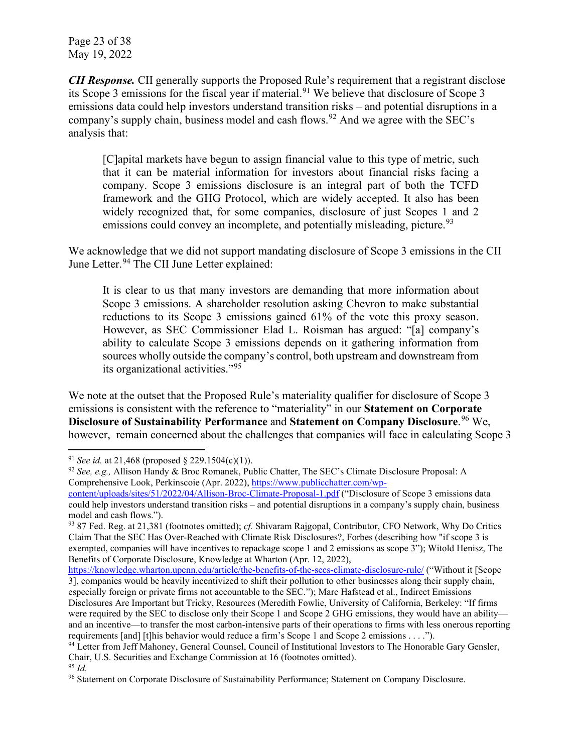***CII Response.*** CII generally supports the Proposed Rule's requirement that a registrant disclose its Scope 3 emissions for the fiscal year if material.[91] We believe that disclosure of Scope 3 emissions data could help investors understand transition risks – and potential disruptions in a company's supply chain, business model and cash flows.[92] And we agree with the SEC's analysis that:

> [C]apital markets have begun to assign financial value to this type of metric, such that it can be material information for investors about financial risks facing a company. Scope 3 emissions disclosure is an integral part of both the TCFD framework and the GHG Protocol, which are widely accepted. It also has been widely recognized that, for some companies, disclosure of just Scopes 1 and 2 emissions could convey an incomplete, and potentially misleading, picture.[93]

We acknowledge that we did not support mandating disclosure of Scope 3 emissions in the CII June Letter.[94] The CII June Letter explained:

> It is clear to us that many investors are demanding that more information about Scope 3 emissions. A shareholder resolution asking Chevron to make substantial reductions to its Scope 3 emissions gained 61% of the vote this proxy season. However, as SEC Commissioner Elad L. Roisman has argued: "[a] company's ability to calculate Scope 3 emissions depends on it gathering information from sources wholly outside the company's control, both upstream and downstream from its organizational activities."[95]

We note at the outset that the Proposed Rule's materiality qualifier for disclosure of Scope 3 emissions is consistent with the reference to "materiality" in our **Statement on Corporate Disclosure of Sustainability Performance** and **Statement on Company Disclosure**.[96] We, however, remain concerned about the challenges that companies will face in calculating Scope 3

---

[91] *See id.* at 21,468 (proposed § 229.1504(c)(1)).

[92] *See, e.g.,* Allison Handy & Broc Romanek, Public Chatter, The SEC's Climate Disclosure Proposal: A Comprehensive Look, Perkinscoie (Apr. 2022), https://www.publicchatter.com/wp-content/uploads/sites/51/2022/04/Allison-Broc-Climate-Proposal-1.pdf ("Disclosure of Scope 3 emissions data could help investors understand transition risks – and potential disruptions in a company's supply chain, business model and cash flows.").

[93] 87 Fed. Reg. at 21,381 (footnotes omitted); *cf.* Shivaram Rajgopal, Contributor, CFO Network, Why Do Critics Claim That the SEC Has Over-Reached with Climate Risk Disclosures?, Forbes (describing how "if scope 3 is exempted, companies will have incentives to repackage scope 1 and 2 emissions as scope 3"); Witold Henisz, The Benefits of Corporate Disclosure, Knowledge at Wharton (Apr. 12, 2022), https://knowledge.wharton.upenn.edu/article/the-benefits-of-the-secs-climate-disclosure-rule/ ("Without it [Scope 3], companies would be heavily incentivized to shift their pollution to other businesses along their supply chain, especially foreign or private firms not accountable to the SEC."); Marc Hafstead et al., Indirect Emissions Disclosures Are Important but Tricky, Resources (Meredith Fowlie, University of California, Berkeley: "If firms were required by the SEC to disclose only their Scope 1 and Scope 2 GHG emissions, they would have an ability—and an incentive—to transfer the most carbon-intensive parts of their operations to firms with less onerous reporting requirements [and] [t]his behavior would reduce a firm's Scope 1 and Scope 2 emissions . . . .").

[94] Letter from Jeff Mahoney, General Counsel, Council of Institutional Investors to The Honorable Gary Gensler, Chair, U.S. Securities and Exchange Commission at 16 (footnotes omitted).

[95] *Id.*

[96] Statement on Corporate Disclosure of Sustainability Performance; Statement on Company Disclosure.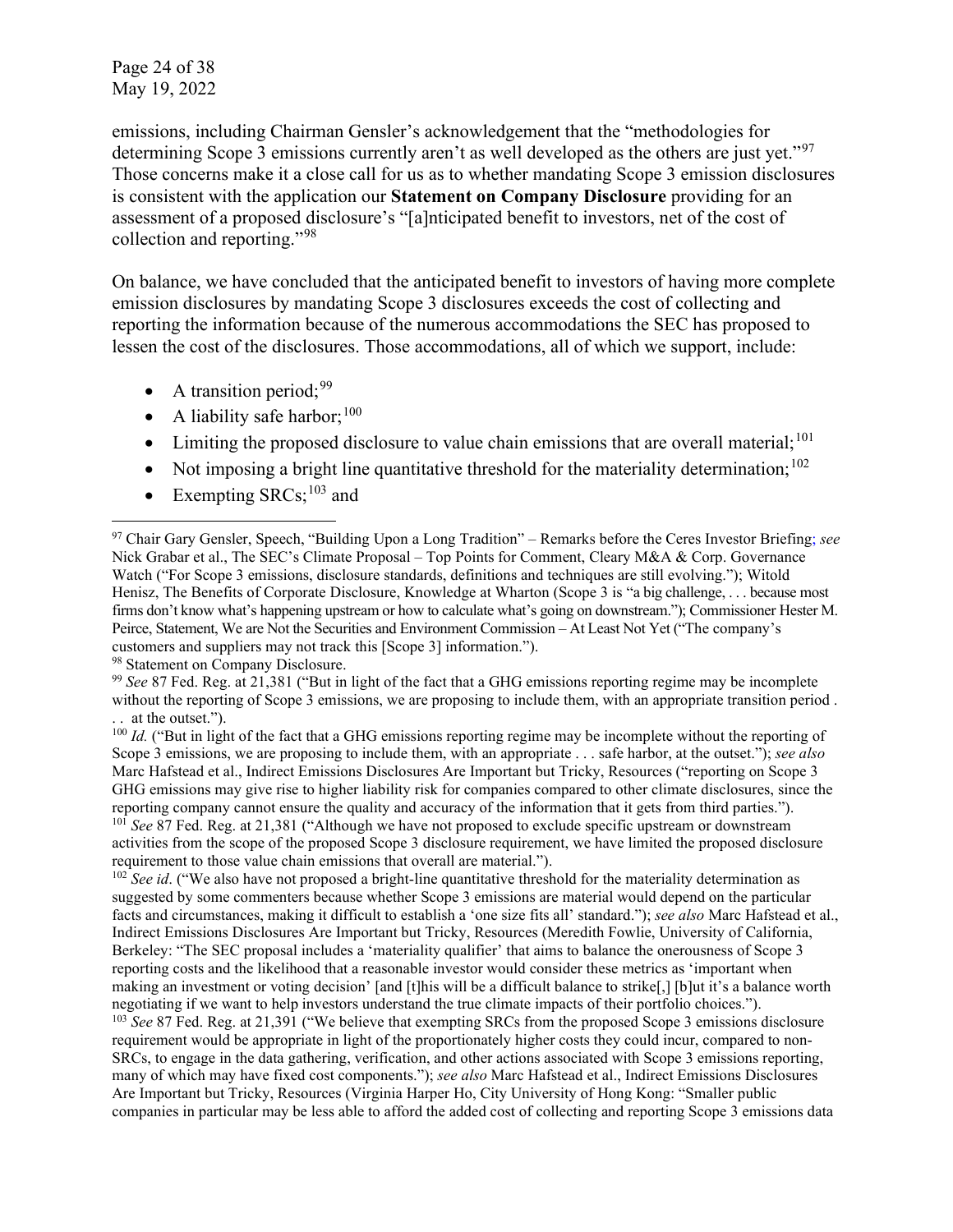emissions, including Chairman Gensler's acknowledgement that the "methodologies for determining Scope 3 emissions currently aren't as well developed as the others are just yet."[97] Those concerns make it a close call for us as to whether mandating Scope 3 emission disclosures is consistent with the application our **Statement on Company Disclosure** providing for an assessment of a proposed disclosure's "[a]nticipated benefit to investors, net of the cost of collection and reporting."[98]

On balance, we have concluded that the anticipated benefit to investors of having more complete emission disclosures by mandating Scope 3 disclosures exceeds the cost of collecting and reporting the information because of the numerous accommodations the SEC has proposed to lessen the cost of the disclosures. Those accommodations, all of which we support, include:

- A transition period;[99]
- A liability safe harbor;[100]
- Limiting the proposed disclosure to value chain emissions that are overall material;[101]
- Not imposing a bright line quantitative threshold for the materiality determination;[102]
- Exempting SRCs;[103] and

---

[97] Chair Gary Gensler, Speech, "Building Upon a Long Tradition" – Remarks before the Ceres Investor Briefing; *see* Nick Grabar et al., The SEC's Climate Proposal – Top Points for Comment, Cleary M&A & Corp. Governance Watch ("For Scope 3 emissions, disclosure standards, definitions and techniques are still evolving."); Witold Henisz, The Benefits of Corporate Disclosure, Knowledge at Wharton (Scope 3 is "a big challenge, . . . because most firms don't know what's happening upstream or how to calculate what's going on downstream."); Commissioner Hester M. Peirce, Statement, We are Not the Securities and Environment Commission – At Least Not Yet ("The company's customers and suppliers may not track this [Scope 3] information.").

[98] Statement on Company Disclosure.

[99] *See* 87 Fed. Reg. at 21,381 ("But in light of the fact that a GHG emissions reporting regime may be incomplete without the reporting of Scope 3 emissions, we are proposing to include them, with an appropriate transition period . . . at the outset.").

[100] *Id.* ("But in light of the fact that a GHG emissions reporting regime may be incomplete without the reporting of Scope 3 emissions, we are proposing to include them, with an appropriate . . . safe harbor, at the outset."); *see also* Marc Hafstead et al., Indirect Emissions Disclosures Are Important but Tricky, Resources ("reporting on Scope 3 GHG emissions may give rise to higher liability risk for companies compared to other climate disclosures, since the reporting company cannot ensure the quality and accuracy of the information that it gets from third parties.").

[101] *See* 87 Fed. Reg. at 21,381 ("Although we have not proposed to exclude specific upstream or downstream activities from the scope of the proposed Scope 3 disclosure requirement, we have limited the proposed disclosure requirement to those value chain emissions that overall are material.").

[102] *See id*. ("We also have not proposed a bright-line quantitative threshold for the materiality determination as suggested by some commenters because whether Scope 3 emissions are material would depend on the particular facts and circumstances, making it difficult to establish a 'one size fits all' standard."); *see also* Marc Hafstead et al., Indirect Emissions Disclosures Are Important but Tricky, Resources (Meredith Fowlie, University of California, Berkeley: "The SEC proposal includes a 'materiality qualifier' that aims to balance the onerousness of Scope 3 reporting costs and the likelihood that a reasonable investor would consider these metrics as 'important when making an investment or voting decision' [and [t]his will be a difficult balance to strike[,] [b]ut it's a balance worth negotiating if we want to help investors understand the true climate impacts of their portfolio choices.").

[103] *See* 87 Fed. Reg. at 21,391 ("We believe that exempting SRCs from the proposed Scope 3 emissions disclosure requirement would be appropriate in light of the proportionately higher costs they could incur, compared to non-SRCs, to engage in the data gathering, verification, and other actions associated with Scope 3 emissions reporting, many of which may have fixed cost components."); *see also* Marc Hafstead et al., Indirect Emissions Disclosures Are Important but Tricky, Resources (Virginia Harper Ho, City University of Hong Kong: "Smaller public companies in particular may be less able to afford the added cost of collecting and reporting Scope 3 emissions data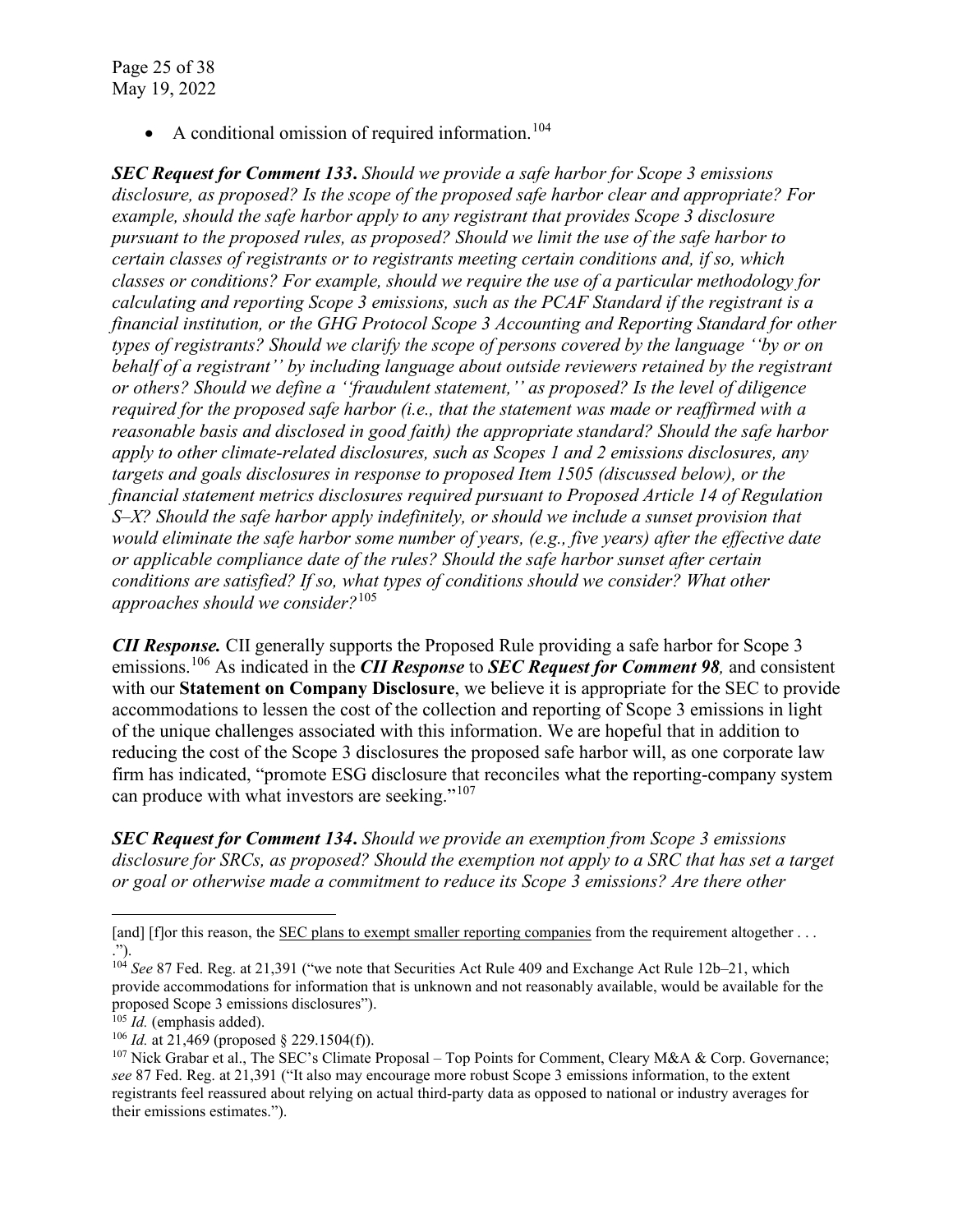- A conditional omission of required information.[104]

***SEC Request for Comment 133*.** *Should we provide a safe harbor for Scope 3 emissions disclosure, as proposed? Is the scope of the proposed safe harbor clear and appropriate? For example, should the safe harbor apply to any registrant that provides Scope 3 disclosure pursuant to the proposed rules, as proposed? Should we limit the use of the safe harbor to certain classes of registrants or to registrants meeting certain conditions and, if so, which classes or conditions? For example, should we require the use of a particular methodology for calculating and reporting Scope 3 emissions, such as the PCAF Standard if the registrant is a financial institution, or the GHG Protocol Scope 3 Accounting and Reporting Standard for other types of registrants? Should we clarify the scope of persons covered by the language ''by or on behalf of a registrant'' by including language about outside reviewers retained by the registrant or others? Should we define a ''fraudulent statement,'' as proposed? Is the level of diligence required for the proposed safe harbor (i.e., that the statement was made or reaffirmed with a reasonable basis and disclosed in good faith) the appropriate standard? Should the safe harbor apply to other climate-related disclosures, such as Scopes 1 and 2 emissions disclosures, any targets and goals disclosures in response to proposed Item 1505 (discussed below), or the financial statement metrics disclosures required pursuant to Proposed Article 14 of Regulation S–X? Should the safe harbor apply indefinitely, or should we include a sunset provision that would eliminate the safe harbor some number of years, (e.g., five years) after the effective date or applicable compliance date of the rules? Should the safe harbor sunset after certain conditions are satisfied? If so, what types of conditions should we consider? What other approaches should we consider?*[105]

***CII Response.*** CII generally supports the Proposed Rule providing a safe harbor for Scope 3 emissions.[106] As indicated in the ***CII Response*** to ***SEC Request for Comment 98**,* and consistent with our **Statement on Company Disclosure**, we believe it is appropriate for the SEC to provide accommodations to lessen the cost of the collection and reporting of Scope 3 emissions in light of the unique challenges associated with this information. We are hopeful that in addition to reducing the cost of the Scope 3 disclosures the proposed safe harbor will, as one corporate law firm has indicated, "promote ESG disclosure that reconciles what the reporting-company system can produce with what investors are seeking."[107]

***SEC Request for Comment 134*.** *Should we provide an exemption from Scope 3 emissions disclosure for SRCs, as proposed? Should the exemption not apply to a SRC that has set a target or goal or otherwise made a commitment to reduce its Scope 3 emissions? Are there other*

---

[and] [f]or this reason, the SEC plans to exempt smaller reporting companies from the requirement altogether . . . .").

[104] *See* 87 Fed. Reg. at 21,391 ("we note that Securities Act Rule 409 and Exchange Act Rule 12b–21, which provide accommodations for information that is unknown and not reasonably available, would be available for the proposed Scope 3 emissions disclosures").

[105] *Id.* (emphasis added).

[106] *Id.* at 21,469 (proposed § 229.1504(f)).

[107] Nick Grabar et al., The SEC's Climate Proposal – Top Points for Comment, Cleary M&A & Corp. Governance; *see* 87 Fed. Reg. at 21,391 ("It also may encourage more robust Scope 3 emissions information, to the extent registrants feel reassured about relying on actual third-party data as opposed to national or industry averages for their emissions estimates.").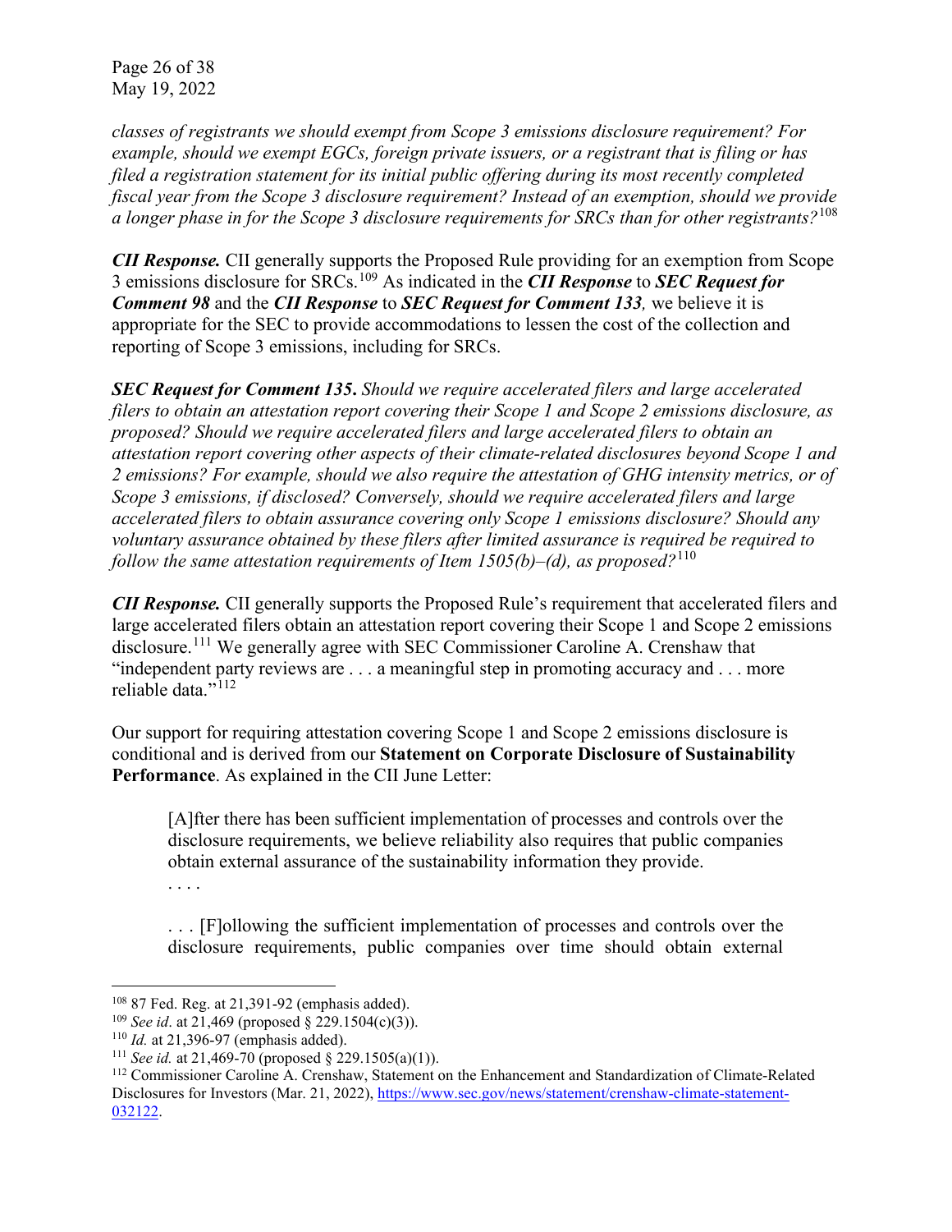*classes of registrants we should exempt from Scope 3 emissions disclosure requirement? For example, should we exempt EGCs, foreign private issuers, or a registrant that is filing or has filed a registration statement for its initial public offering during its most recently completed fiscal year from the Scope 3 disclosure requirement? Instead of an exemption, should we provide a longer phase in for the Scope 3 disclosure requirements for SRCs than for other registrants?*[108]

***CII Response.*** CII generally supports the Proposed Rule providing for an exemption from Scope 3 emissions disclosure for SRCs.[109] As indicated in the ***CII Response*** to ***SEC Request for Comment 98*** and the ***CII Response*** to ***SEC Request for Comment 133****,* we believe it is appropriate for the SEC to provide accommodations to lessen the cost of the collection and reporting of Scope 3 emissions, including for SRCs.

***SEC Request for Comment 135****.* *Should we require accelerated filers and large accelerated filers to obtain an attestation report covering their Scope 1 and Scope 2 emissions disclosure, as proposed? Should we require accelerated filers and large accelerated filers to obtain an attestation report covering other aspects of their climate-related disclosures beyond Scope 1 and 2 emissions? For example, should we also require the attestation of GHG intensity metrics, or of Scope 3 emissions, if disclosed? Conversely, should we require accelerated filers and large accelerated filers to obtain assurance covering only Scope 1 emissions disclosure? Should any voluntary assurance obtained by these filers after limited assurance is required be required to follow the same attestation requirements of Item 1505(b)–(d), as proposed?*[110]

***CII Response.*** CII generally supports the Proposed Rule's requirement that accelerated filers and large accelerated filers obtain an attestation report covering their Scope 1 and Scope 2 emissions disclosure.[111] We generally agree with SEC Commissioner Caroline A. Crenshaw that "independent party reviews are . . . a meaningful step in promoting accuracy and . . . more reliable data."[112]

Our support for requiring attestation covering Scope 1 and Scope 2 emissions disclosure is conditional and is derived from our **Statement on Corporate Disclosure of Sustainability Performance**. As explained in the CII June Letter:

> [A]fter there has been sufficient implementation of processes and controls over the disclosure requirements, we believe reliability also requires that public companies obtain external assurance of the sustainability information they provide.
>
> . . . .
>
> . . . [F]ollowing the sufficient implementation of processes and controls over the disclosure requirements, public companies over time should obtain external

---

[108] 87 Fed. Reg. at 21,391-92 (emphasis added).

[109] *See id*. at 21,469 (proposed § 229.1504(c)(3)).

[110] *Id.* at 21,396-97 (emphasis added).

[111] *See id.* at 21,469-70 (proposed § 229.1505(a)(1)).

[112] Commissioner Caroline A. Crenshaw, Statement on the Enhancement and Standardization of Climate-Related Disclosures for Investors (Mar. 21, 2022), https://www.sec.gov/news/statement/crenshaw-climate-statement-032122.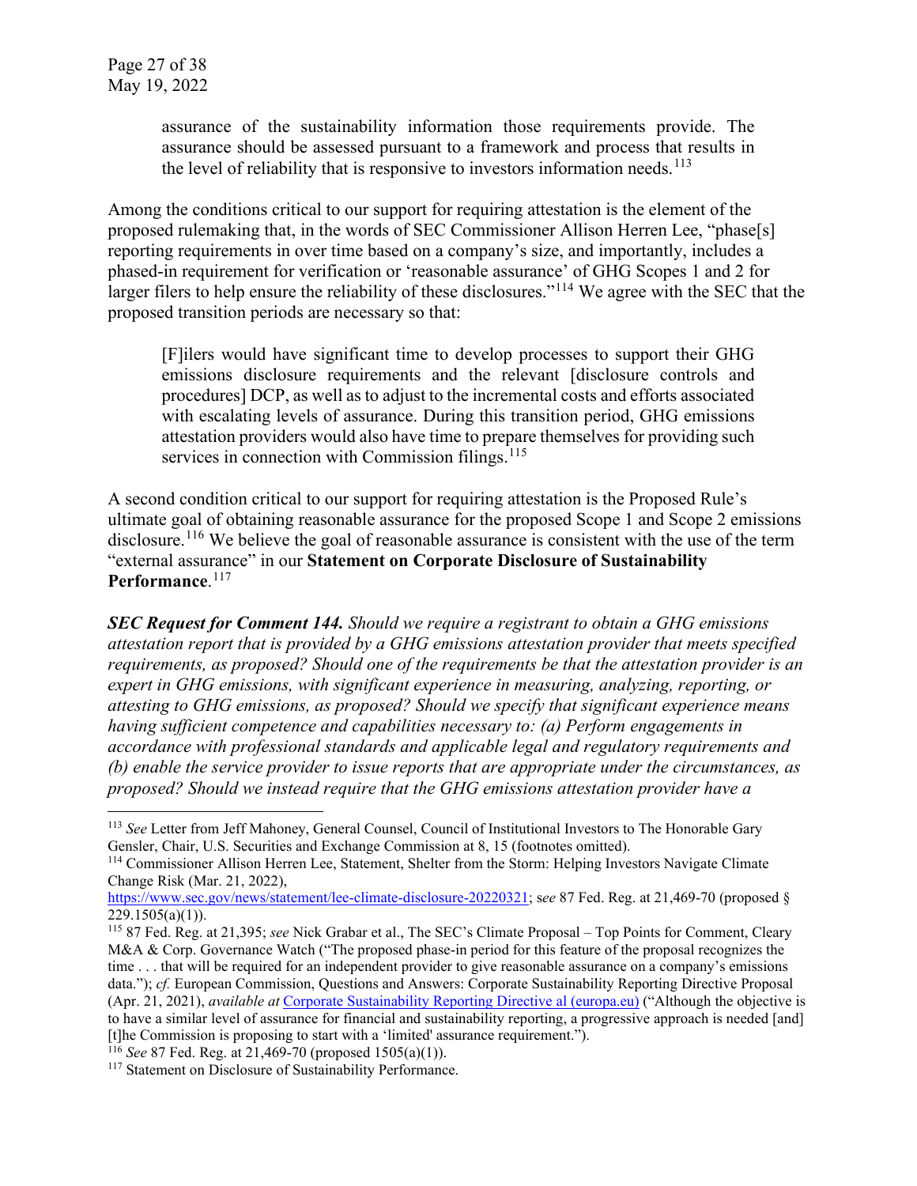> assurance of the sustainability information those requirements provide. The assurance should be assessed pursuant to a framework and process that results in the level of reliability that is responsive to investors information needs.[113]

Among the conditions critical to our support for requiring attestation is the element of the proposed rulemaking that, in the words of SEC Commissioner Allison Herren Lee, "phase[s] reporting requirements in over time based on a company's size, and importantly, includes a phased-in requirement for verification or 'reasonable assurance' of GHG Scopes 1 and 2 for larger filers to help ensure the reliability of these disclosures."[114] We agree with the SEC that the proposed transition periods are necessary so that:

> [F]ilers would have significant time to develop processes to support their GHG emissions disclosure requirements and the relevant [disclosure controls and procedures] DCP, as well as to adjust to the incremental costs and efforts associated with escalating levels of assurance. During this transition period, GHG emissions attestation providers would also have time to prepare themselves for providing such services in connection with Commission filings.[115]

A second condition critical to our support for requiring attestation is the Proposed Rule's ultimate goal of obtaining reasonable assurance for the proposed Scope 1 and Scope 2 emissions disclosure.[116] We believe the goal of reasonable assurance is consistent with the use of the term "external assurance" in our **Statement on Corporate Disclosure of Sustainability Performance**.[117]

***SEC Request for Comment 144.*** *Should we require a registrant to obtain a GHG emissions attestation report that is provided by a GHG emissions attestation provider that meets specified requirements, as proposed? Should one of the requirements be that the attestation provider is an expert in GHG emissions, with significant experience in measuring, analyzing, reporting, or attesting to GHG emissions, as proposed? Should we specify that significant experience means having sufficient competence and capabilities necessary to: (a) Perform engagements in accordance with professional standards and applicable legal and regulatory requirements and (b) enable the service provider to issue reports that are appropriate under the circumstances, as proposed? Should we instead require that the GHG emissions attestation provider have a*

---

[113] *See* Letter from Jeff Mahoney, General Counsel, Council of Institutional Investors to The Honorable Gary Gensler, Chair, U.S. Securities and Exchange Commission at 8, 15 (footnotes omitted).

[114] Commissioner Allison Herren Lee, Statement, Shelter from the Storm: Helping Investors Navigate Climate Change Risk (Mar. 21, 2022), https://www.sec.gov/news/statement/lee-climate-disclosure-20220321; *see* 87 Fed. Reg. at 21,469-70 (proposed § 229.1505(a)(1)).

[115] 87 Fed. Reg. at 21,395; *see* Nick Grabar et al., The SEC's Climate Proposal – Top Points for Comment, Cleary M&A & Corp. Governance Watch ("The proposed phase-in period for this feature of the proposal recognizes the time . . . that will be required for an independent provider to give reasonable assurance on a company's emissions data."); *cf.* European Commission, Questions and Answers: Corporate Sustainability Reporting Directive Proposal (Apr. 21, 2021), *available at* Corporate Sustainability Reporting Directive al (europa.eu) ("Although the objective is to have a similar level of assurance for financial and sustainability reporting, a progressive approach is needed [and] [t]he Commission is proposing to start with a 'limited' assurance requirement.").

[116] *See* 87 Fed. Reg. at 21,469-70 (proposed 1505(a)(1)).

[117] Statement on Disclosure of Sustainability Performance.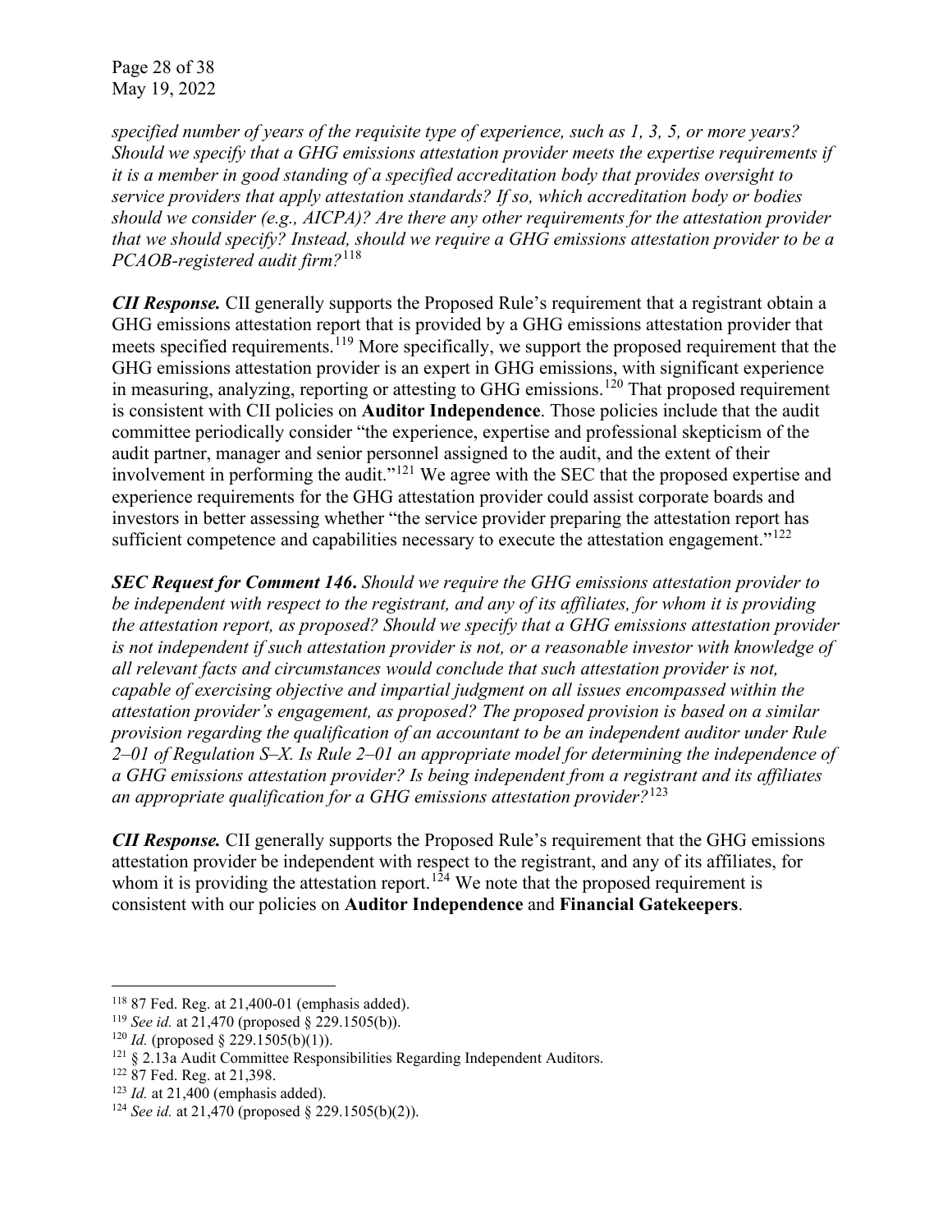*specified number of years of the requisite type of experience, such as 1, 3, 5, or more years? Should we specify that a GHG emissions attestation provider meets the expertise requirements if it is a member in good standing of a specified accreditation body that provides oversight to service providers that apply attestation standards? If so, which accreditation body or bodies should we consider (e.g., AICPA)? Are there any other requirements for the attestation provider that we should specify? Instead, should we require a GHG emissions attestation provider to be a PCAOB-registered audit firm?*[118]

***CII Response.*** CII generally supports the Proposed Rule's requirement that a registrant obtain a GHG emissions attestation report that is provided by a GHG emissions attestation provider that meets specified requirements.[119] More specifically, we support the proposed requirement that the GHG emissions attestation provider is an expert in GHG emissions, with significant experience in measuring, analyzing, reporting or attesting to GHG emissions.[120] That proposed requirement is consistent with CII policies on **Auditor Independence**. Those policies include that the audit committee periodically consider "the experience, expertise and professional skepticism of the audit partner, manager and senior personnel assigned to the audit, and the extent of their involvement in performing the audit."[121] We agree with the SEC that the proposed expertise and experience requirements for the GHG attestation provider could assist corporate boards and investors in better assessing whether "the service provider preparing the attestation report has sufficient competence and capabilities necessary to execute the attestation engagement."[122]

***SEC Request for Comment 146.*** *Should we require the GHG emissions attestation provider to be independent with respect to the registrant, and any of its affiliates, for whom it is providing the attestation report, as proposed? Should we specify that a GHG emissions attestation provider is not independent if such attestation provider is not, or a reasonable investor with knowledge of all relevant facts and circumstances would conclude that such attestation provider is not, capable of exercising objective and impartial judgment on all issues encompassed within the attestation provider's engagement, as proposed? The proposed provision is based on a similar provision regarding the qualification of an accountant to be an independent auditor under Rule 2–01 of Regulation S–X. Is Rule 2–01 an appropriate model for determining the independence of a GHG emissions attestation provider? Is being independent from a registrant and its affiliates an appropriate qualification for a GHG emissions attestation provider?*[123]

***CII Response.*** CII generally supports the Proposed Rule's requirement that the GHG emissions attestation provider be independent with respect to the registrant, and any of its affiliates, for whom it is providing the attestation report.[124] We note that the proposed requirement is consistent with our policies on **Auditor Independence** and **Financial Gatekeepers**.

---

[118] 87 Fed. Reg. at 21,400-01 (emphasis added).

[119] *See id.* at 21,470 (proposed § 229.1505(b)).

[120] *Id.* (proposed § 229.1505(b)(1)).

[121] § 2.13a Audit Committee Responsibilities Regarding Independent Auditors.

[122] 87 Fed. Reg. at 21,398.

[123] *Id.* at 21,400 (emphasis added).

[124] *See id.* at 21,470 (proposed § 229.1505(b)(2)).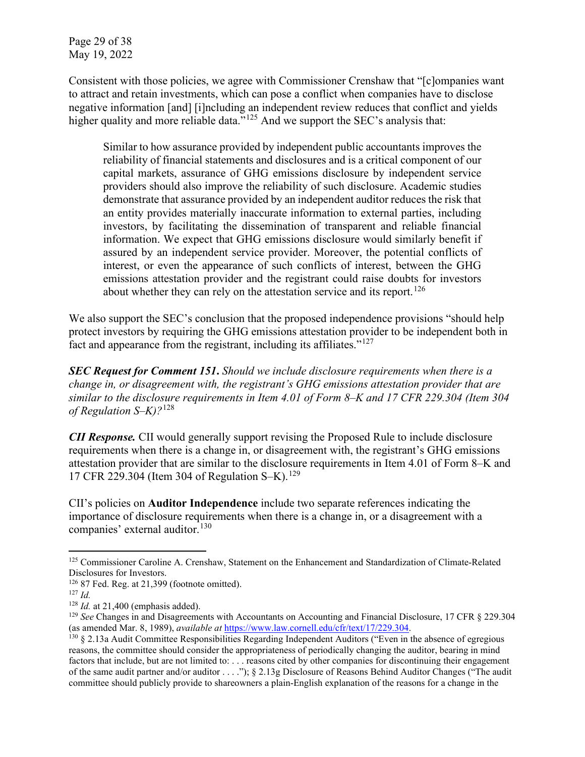Consistent with those policies, we agree with Commissioner Crenshaw that "[c]ompanies want to attract and retain investments, which can pose a conflict when companies have to disclose negative information [and] [i]ncluding an independent review reduces that conflict and yields higher quality and more reliable data."[125] And we support the SEC's analysis that:

> Similar to how assurance provided by independent public accountants improves the reliability of financial statements and disclosures and is a critical component of our capital markets, assurance of GHG emissions disclosure by independent service providers should also improve the reliability of such disclosure. Academic studies demonstrate that assurance provided by an independent auditor reduces the risk that an entity provides materially inaccurate information to external parties, including investors, by facilitating the dissemination of transparent and reliable financial information. We expect that GHG emissions disclosure would similarly benefit if assured by an independent service provider. Moreover, the potential conflicts of interest, or even the appearance of such conflicts of interest, between the GHG emissions attestation provider and the registrant could raise doubts for investors about whether they can rely on the attestation service and its report.[126]

We also support the SEC's conclusion that the proposed independence provisions "should help protect investors by requiring the GHG emissions attestation provider to be independent both in fact and appearance from the registrant, including its affiliates."[127]

***SEC Request for Comment 151.*** *Should we include disclosure requirements when there is a change in, or disagreement with, the registrant's GHG emissions attestation provider that are similar to the disclosure requirements in Item 4.01 of Form 8–K and 17 CFR 229.304 (Item 304 of Regulation S–K)?*[128]

***CII Response.*** CII would generally support revising the Proposed Rule to include disclosure requirements when there is a change in, or disagreement with, the registrant's GHG emissions attestation provider that are similar to the disclosure requirements in Item 4.01 of Form 8–K and 17 CFR 229.304 (Item 304 of Regulation S–K).[129]

CII's policies on **Auditor Independence** include two separate references indicating the importance of disclosure requirements when there is a change in, or a disagreement with a companies' external auditor.[130]

---

[125] Commissioner Caroline A. Crenshaw, Statement on the Enhancement and Standardization of Climate-Related Disclosures for Investors.

[126] 87 Fed. Reg. at 21,399 (footnote omitted).

[127] *Id.*

[128] *Id.* at 21,400 (emphasis added).

[129] *See* Changes in and Disagreements with Accountants on Accounting and Financial Disclosure, 17 CFR § 229.304 (as amended Mar. 8, 1989), *available at* https://www.law.cornell.edu/cfr/text/17/229.304.

[130] § 2.13a Audit Committee Responsibilities Regarding Independent Auditors ("Even in the absence of egregious reasons, the committee should consider the appropriateness of periodically changing the auditor, bearing in mind factors that include, but are not limited to: . . . reasons cited by other companies for discontinuing their engagement of the same audit partner and/or auditor . . . ."); § 2.13g Disclosure of Reasons Behind Auditor Changes ("The audit committee should publicly provide to shareowners a plain-English explanation of the reasons for a change in the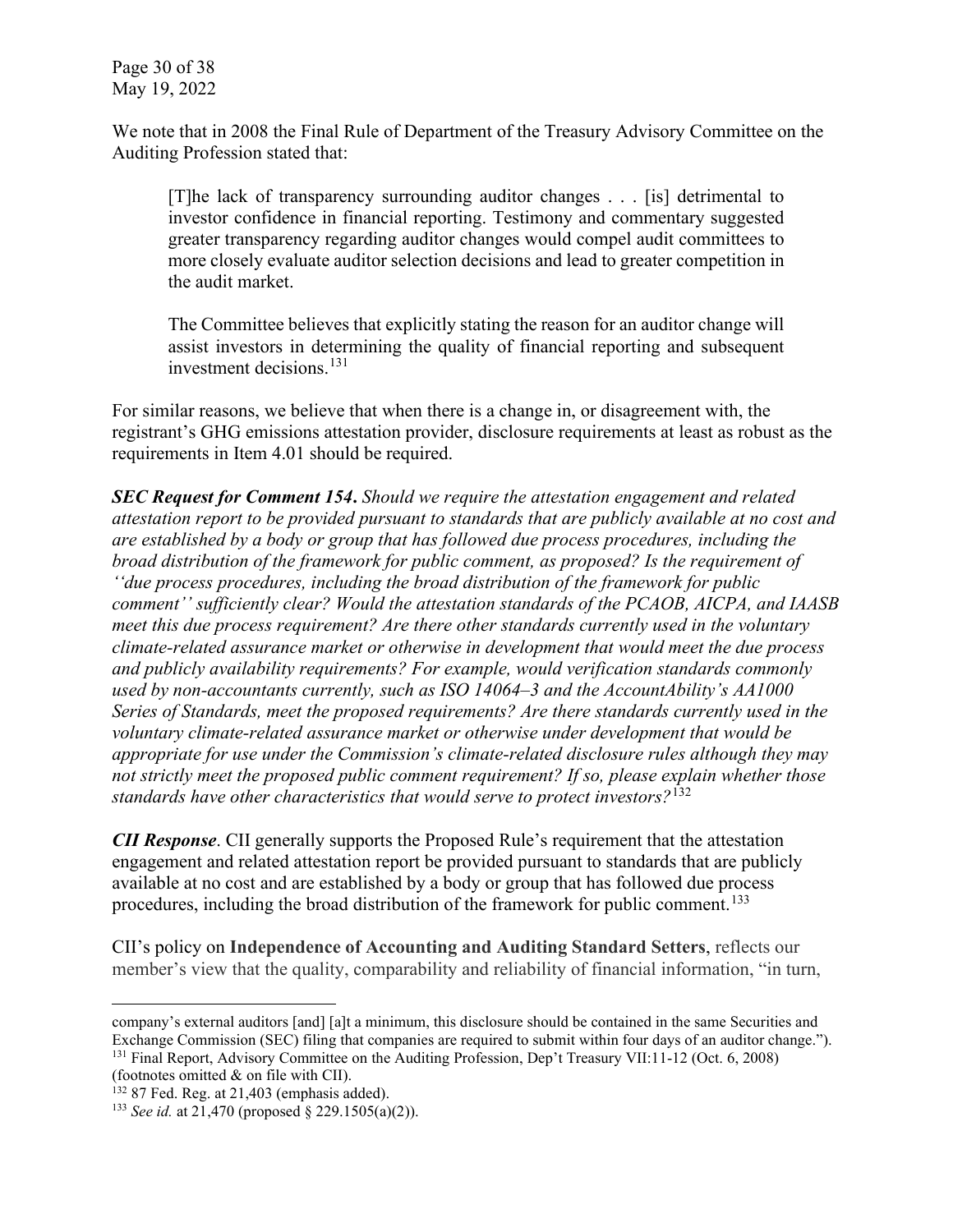We note that in 2008 the Final Rule of Department of the Treasury Advisory Committee on the Auditing Profession stated that:

> [T]he lack of transparency surrounding auditor changes . . . [is] detrimental to investor confidence in financial reporting. Testimony and commentary suggested greater transparency regarding auditor changes would compel audit committees to more closely evaluate auditor selection decisions and lead to greater competition in the audit market.
>
> The Committee believes that explicitly stating the reason for an auditor change will assist investors in determining the quality of financial reporting and subsequent investment decisions.[131]

For similar reasons, we believe that when there is a change in, or disagreement with, the registrant's GHG emissions attestation provider, disclosure requirements at least as robust as the requirements in Item 4.01 should be required.

***SEC Request for Comment 154***. *Should we require the attestation engagement and related attestation report to be provided pursuant to standards that are publicly available at no cost and are established by a body or group that has followed due process procedures, including the broad distribution of the framework for public comment, as proposed? Is the requirement of ''due process procedures, including the broad distribution of the framework for public comment'' sufficiently clear? Would the attestation standards of the PCAOB, AICPA, and IAASB meet this due process requirement? Are there other standards currently used in the voluntary climate-related assurance market or otherwise in development that would meet the due process and publicly availability requirements? For example, would verification standards commonly used by non-accountants currently, such as ISO 14064–3 and the AccountAbility's AA1000 Series of Standards, meet the proposed requirements? Are there standards currently used in the voluntary climate-related assurance market or otherwise under development that would be appropriate for use under the Commission's climate-related disclosure rules although they may not strictly meet the proposed public comment requirement? If so, please explain whether those standards have other characteristics that would serve to protect investors?*[132]

***CII Response***. CII generally supports the Proposed Rule's requirement that the attestation engagement and related attestation report be provided pursuant to standards that are publicly available at no cost and are established by a body or group that has followed due process procedures, including the broad distribution of the framework for public comment.[133]

CII's policy on **Independence of Accounting and Auditing Standard Setters**, reflects our member's view that the quality, comparability and reliability of financial information, "in turn,

---

company's external auditors [and] [a]t a minimum, this disclosure should be contained in the same Securities and Exchange Commission (SEC) filing that companies are required to submit within four days of an auditor change.").

[131] Final Report, Advisory Committee on the Auditing Profession, Dep't Treasury VII:11-12 (Oct. 6, 2008) (footnotes omitted & on file with CII).

[132] 87 Fed. Reg. at 21,403 (emphasis added).

[133] *See id.* at 21,470 (proposed § 229.1505(a)(2)).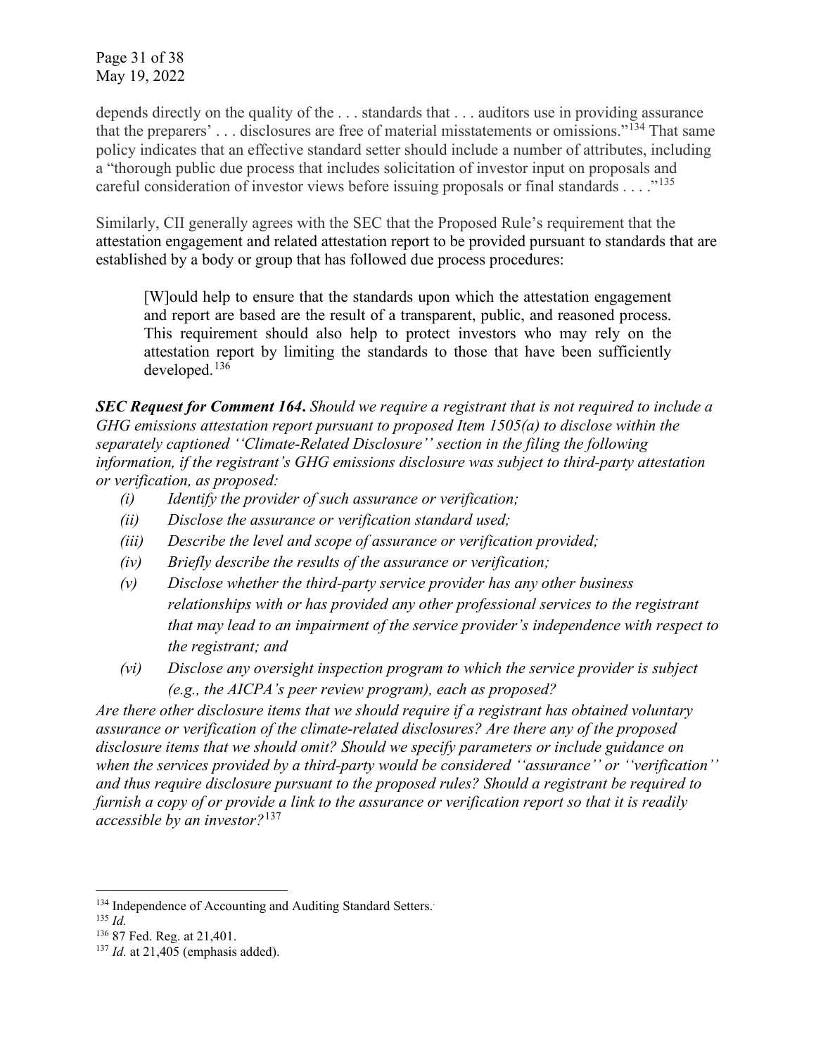depends directly on the quality of the . . . standards that . . . auditors use in providing assurance that the preparers' . . . disclosures are free of material misstatements or omissions."[134] That same policy indicates that an effective standard setter should include a number of attributes, including a "thorough public due process that includes solicitation of investor input on proposals and careful consideration of investor views before issuing proposals or final standards . . . ."[135]

Similarly, CII generally agrees with the SEC that the Proposed Rule's requirement that the attestation engagement and related attestation report to be provided pursuant to standards that are established by a body or group that has followed due process procedures:

> [W]ould help to ensure that the standards upon which the attestation engagement and report are based are the result of a transparent, public, and reasoned process. This requirement should also help to protect investors who may rely on the attestation report by limiting the standards to those that have been sufficiently developed.[136]

***SEC Request for Comment 164***. *Should we require a registrant that is not required to include a GHG emissions attestation report pursuant to proposed Item 1505(a) to disclose within the separately captioned ''Climate-Related Disclosure'' section in the filing the following information, if the registrant's GHG emissions disclosure was subject to third-party attestation or verification, as proposed:*

- *(i) Identify the provider of such assurance or verification;*
- *(ii) Disclose the assurance or verification standard used;*
- *(iii) Describe the level and scope of assurance or verification provided;*
- *(iv) Briefly describe the results of the assurance or verification;*
- *(v) Disclose whether the third-party service provider has any other business relationships with or has provided any other professional services to the registrant that may lead to an impairment of the service provider's independence with respect to the registrant; and*
- *(vi) Disclose any oversight inspection program to which the service provider is subject (e.g., the AICPA's peer review program), each as proposed?*

*Are there other disclosure items that we should require if a registrant has obtained voluntary assurance or verification of the climate-related disclosures? Are there any of the proposed disclosure items that we should omit? Should we specify parameters or include guidance on when the services provided by a third-party would be considered ''assurance'' or ''verification'' and thus require disclosure pursuant to the proposed rules? Should a registrant be required to furnish a copy of or provide a link to the assurance or verification report so that it is readily accessible by an investor?*[137]

---

[134] Independence of Accounting and Auditing Standard Setters.

[135] *Id.*

[136] 87 Fed. Reg. at 21,401.

[137] *Id.* at 21,405 (emphasis added).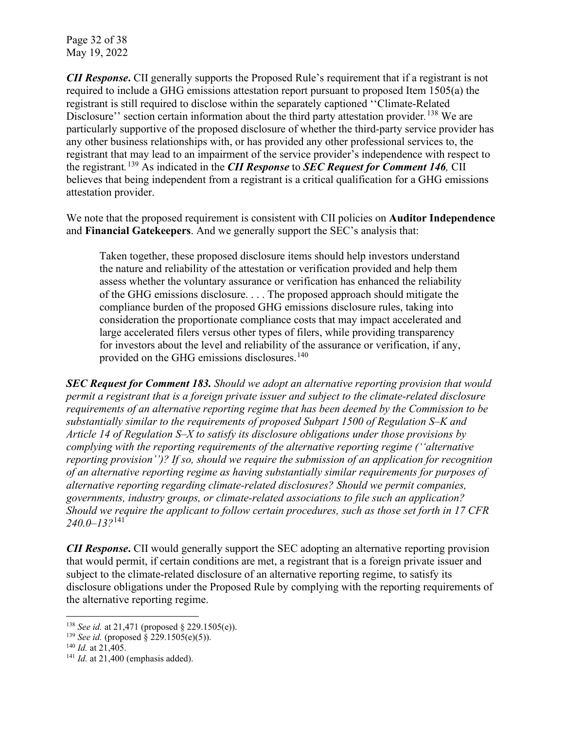***CII Response*.** CII generally supports the Proposed Rule's requirement that if a registrant is not required to include a GHG emissions attestation report pursuant to proposed Item 1505(a) the registrant is still required to disclose within the separately captioned ''Climate-Related Disclosure'' section certain information about the third party attestation provider.[138] We are particularly supportive of the proposed disclosure of whether the third-party service provider has any other business relationships with, or has provided any other professional services to, the registrant that may lead to an impairment of the service provider's independence with respect to the registrant.[139] As indicated in the ***CII Response*** to ***SEC Request for Comment 146**,* CII believes that being independent from a registrant is a critical qualification for a GHG emissions attestation provider.

We note that the proposed requirement is consistent with CII policies on **Auditor Independence** and **Financial Gatekeepers**. And we generally support the SEC's analysis that:

> Taken together, these proposed disclosure items should help investors understand the nature and reliability of the attestation or verification provided and help them assess whether the voluntary assurance or verification has enhanced the reliability of the GHG emissions disclosure. . . . The proposed approach should mitigate the compliance burden of the proposed GHG emissions disclosure rules, taking into consideration the proportionate compliance costs that may impact accelerated and large accelerated filers versus other types of filers, while providing transparency for investors about the level and reliability of the assurance or verification, if any, provided on the GHG emissions disclosures.[140]

***SEC Request for Comment 183.*** *Should we adopt an alternative reporting provision that would permit a registrant that is a foreign private issuer and subject to the climate-related disclosure requirements of an alternative reporting regime that has been deemed by the Commission to be substantially similar to the requirements of proposed Subpart 1500 of Regulation S–K and Article 14 of Regulation S–X to satisfy its disclosure obligations under those provisions by complying with the reporting requirements of the alternative reporting regime (''alternative reporting provision'')? If so, should we require the submission of an application for recognition of an alternative reporting regime as having substantially similar requirements for purposes of alternative reporting regarding climate-related disclosures? Should we permit companies, governments, industry groups, or climate-related associations to file such an application? Should we require the applicant to follow certain procedures, such as those set forth in 17 CFR 240.0–13?*[141]

***CII Response*.** CII would generally support the SEC adopting an alternative reporting provision that would permit, if certain conditions are met, a registrant that is a foreign private issuer and subject to the climate-related disclosure of an alternative reporting regime, to satisfy its disclosure obligations under the Proposed Rule by complying with the reporting requirements of the alternative reporting regime.

---

[138] *See id.* at 21,471 (proposed § 229.1505(e)).

[139] *See id.* (proposed § 229.1505(e)(5)).

[140] *Id.* at 21,405.

[141] *Id.* at 21,400 (emphasis added).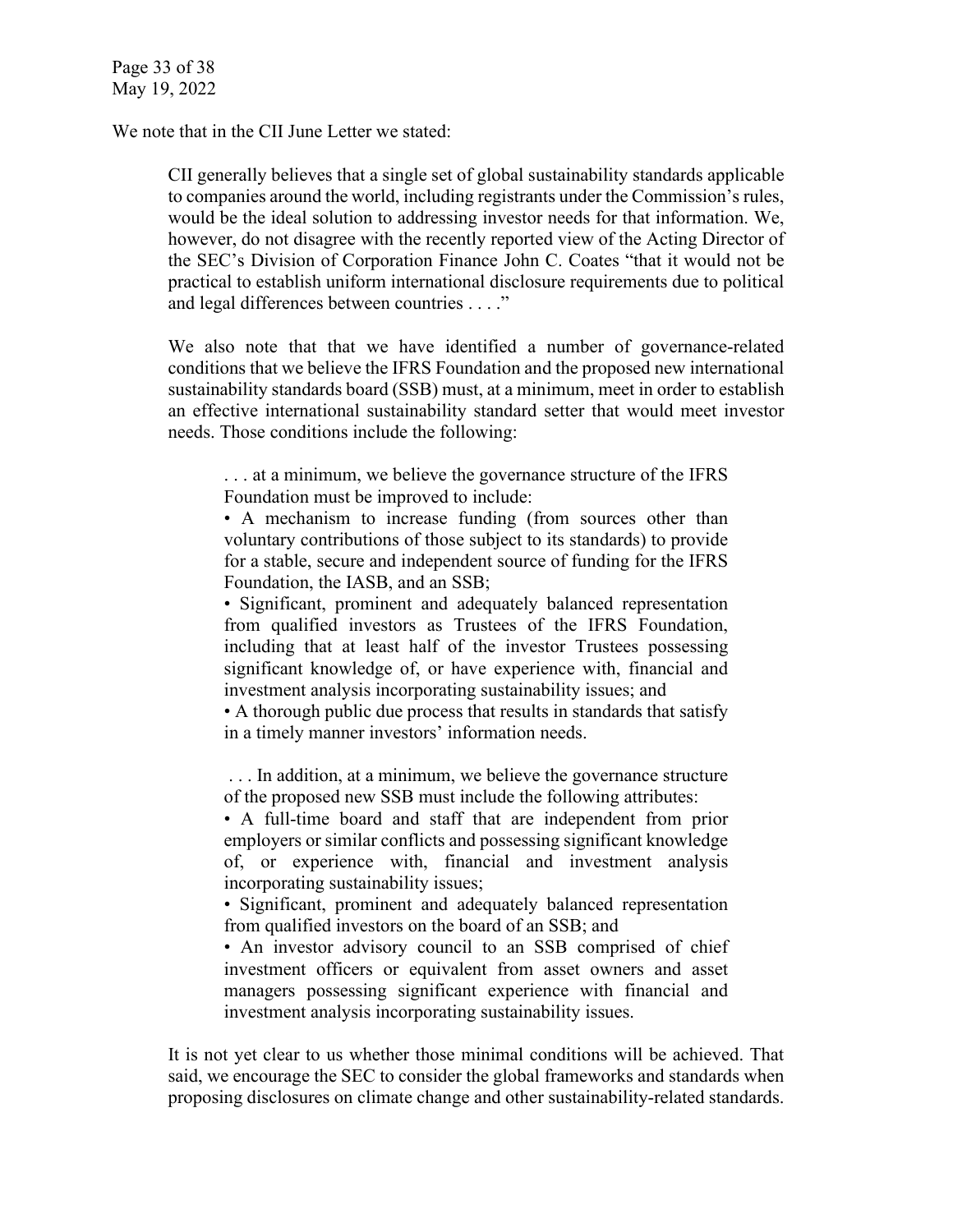We note that in the CII June Letter we stated:

> CII generally believes that a single set of global sustainability standards applicable to companies around the world, including registrants under the Commission's rules, would be the ideal solution to addressing investor needs for that information. We, however, do not disagree with the recently reported view of the Acting Director of the SEC's Division of Corporation Finance John C. Coates "that it would not be practical to establish uniform international disclosure requirements due to political and legal differences between countries . . . ."
>
> We also note that that we have identified a number of governance-related conditions that we believe the IFRS Foundation and the proposed new international sustainability standards board (SSB) must, at a minimum, meet in order to establish an effective international sustainability standard setter that would meet investor needs. Those conditions include the following:
>
>> . . . at a minimum, we believe the governance structure of the IFRS Foundation must be improved to include:
>>
>> • A mechanism to increase funding (from sources other than voluntary contributions of those subject to its standards) to provide for a stable, secure and independent source of funding for the IFRS Foundation, the IASB, and an SSB;
>>
>> • Significant, prominent and adequately balanced representation from qualified investors as Trustees of the IFRS Foundation, including that at least half of the investor Trustees possessing significant knowledge of, or have experience with, financial and investment analysis incorporating sustainability issues; and
>>
>> • A thorough public due process that results in standards that satisfy in a timely manner investors' information needs.
>>
>> . . . In addition, at a minimum, we believe the governance structure of the proposed new SSB must include the following attributes:
>>
>> • A full-time board and staff that are independent from prior employers or similar conflicts and possessing significant knowledge of, or experience with, financial and investment analysis incorporating sustainability issues;
>>
>> • Significant, prominent and adequately balanced representation from qualified investors on the board of an SSB; and
>>
>> • An investor advisory council to an SSB comprised of chief investment officers or equivalent from asset owners and asset managers possessing significant experience with financial and investment analysis incorporating sustainability issues.
>
> It is not yet clear to us whether those minimal conditions will be achieved. That said, we encourage the SEC to consider the global frameworks and standards when proposing disclosures on climate change and other sustainability-related standards.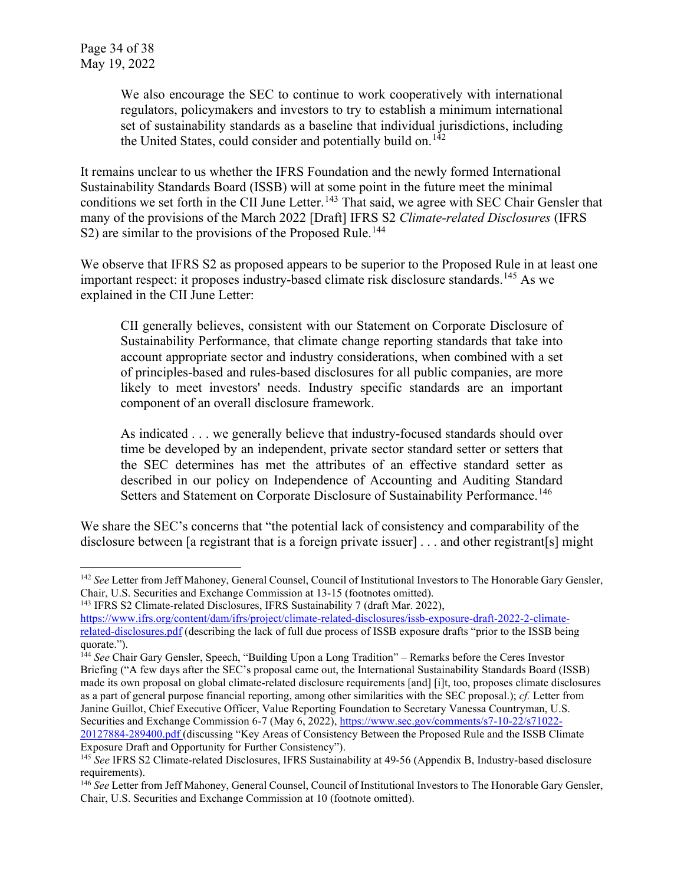> We also encourage the SEC to continue to work cooperatively with international regulators, policymakers and investors to try to establish a minimum international set of sustainability standards as a baseline that individual jurisdictions, including the United States, could consider and potentially build on.[142]

It remains unclear to us whether the IFRS Foundation and the newly formed International Sustainability Standards Board (ISSB) will at some point in the future meet the minimal conditions we set forth in the CII June Letter.[143] That said, we agree with SEC Chair Gensler that many of the provisions of the March 2022 [Draft] IFRS S2 *Climate-related Disclosures* (IFRS S2) are similar to the provisions of the Proposed Rule.[144]

We observe that IFRS S2 as proposed appears to be superior to the Proposed Rule in at least one important respect: it proposes industry-based climate risk disclosure standards.[145] As we explained in the CII June Letter:

> CII generally believes, consistent with our Statement on Corporate Disclosure of Sustainability Performance, that climate change reporting standards that take into account appropriate sector and industry considerations, when combined with a set of principles-based and rules-based disclosures for all public companies, are more likely to meet investors' needs. Industry specific standards are an important component of an overall disclosure framework.
>
> As indicated . . . we generally believe that industry-focused standards should over time be developed by an independent, private sector standard setter or setters that the SEC determines has met the attributes of an effective standard setter as described in our policy on Independence of Accounting and Auditing Standard Setters and Statement on Corporate Disclosure of Sustainability Performance.[146]

We share the SEC's concerns that "the potential lack of consistency and comparability of the disclosure between [a registrant that is a foreign private issuer] . . . and other registrant[s] might

---

[142] *See* Letter from Jeff Mahoney, General Counsel, Council of Institutional Investors to The Honorable Gary Gensler, Chair, U.S. Securities and Exchange Commission at 13-15 (footnotes omitted).

[143] IFRS S2 Climate-related Disclosures, IFRS Sustainability 7 (draft Mar. 2022), https://www.ifrs.org/content/dam/ifrs/project/climate-related-disclosures/issb-exposure-draft-2022-2-climate-related-disclosures.pdf (describing the lack of full due process of ISSB exposure drafts "prior to the ISSB being quorate.").

[144] *See* Chair Gary Gensler, Speech, "Building Upon a Long Tradition" – Remarks before the Ceres Investor Briefing ("A few days after the SEC's proposal came out, the International Sustainability Standards Board (ISSB) made its own proposal on global climate-related disclosure requirements [and] [i]t, too, proposes climate disclosures as a part of general purpose financial reporting, among other similarities with the SEC proposal.); *cf.* Letter from Janine Guillot, Chief Executive Officer, Value Reporting Foundation to Secretary Vanessa Countryman, U.S. Securities and Exchange Commission 6-7 (May 6, 2022), https://www.sec.gov/comments/s7-10-22/s71022-20127884-289400.pdf (discussing "Key Areas of Consistency Between the Proposed Rule and the ISSB Climate Exposure Draft and Opportunity for Further Consistency").

[145] *See* IFRS S2 Climate-related Disclosures, IFRS Sustainability at 49-56 (Appendix B, Industry-based disclosure requirements).

[146] *See* Letter from Jeff Mahoney, General Counsel, Council of Institutional Investors to The Honorable Gary Gensler, Chair, U.S. Securities and Exchange Commission at 10 (footnote omitted).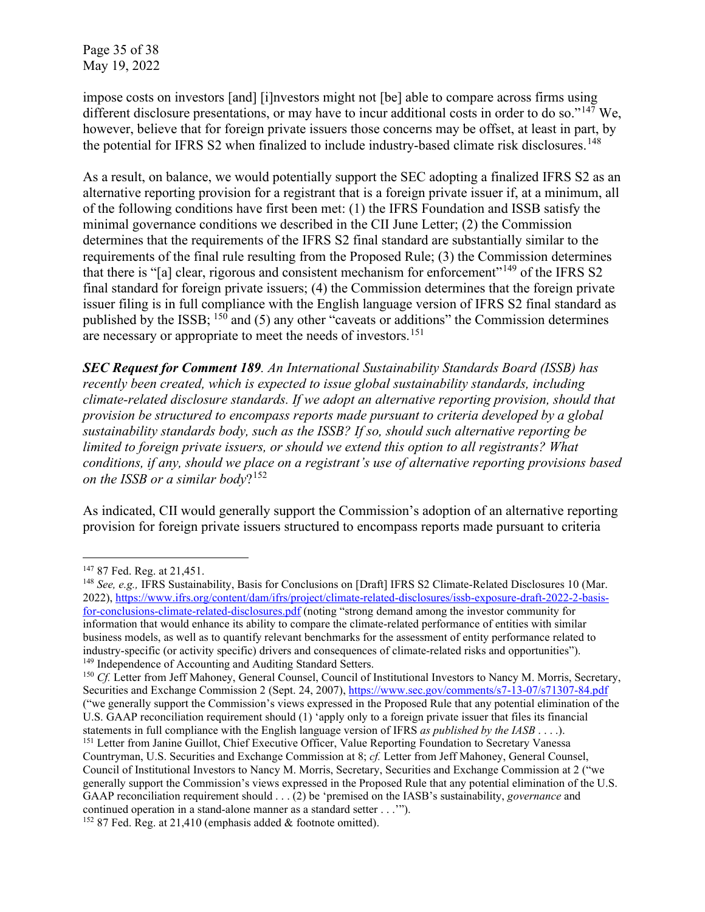impose costs on investors [and] [i]nvestors might not [be] able to compare across firms using different disclosure presentations, or may have to incur additional costs in order to do so."[147] We, however, believe that for foreign private issuers those concerns may be offset, at least in part, by the potential for IFRS S2 when finalized to include industry-based climate risk disclosures.[148]

As a result, on balance, we would potentially support the SEC adopting a finalized IFRS S2 as an alternative reporting provision for a registrant that is a foreign private issuer if, at a minimum, all of the following conditions have first been met: (1) the IFRS Foundation and ISSB satisfy the minimal governance conditions we described in the CII June Letter; (2) the Commission determines that the requirements of the IFRS S2 final standard are substantially similar to the requirements of the final rule resulting from the Proposed Rule; (3) the Commission determines that there is "[a] clear, rigorous and consistent mechanism for enforcement"[149] of the IFRS S2 final standard for foreign private issuers; (4) the Commission determines that the foreign private issuer filing is in full compliance with the English language version of IFRS S2 final standard as published by the ISSB; [150] and (5) any other "caveats or additions" the Commission determines are necessary or appropriate to meet the needs of investors.[151]

***SEC Request for Comment 189****. An International Sustainability Standards Board (ISSB) has recently been created, which is expected to issue global sustainability standards, including climate-related disclosure standards. If we adopt an alternative reporting provision, should that provision be structured to encompass reports made pursuant to criteria developed by a global sustainability standards body, such as the ISSB? If so, should such alternative reporting be limited to foreign private issuers, or should we extend this option to all registrants? What conditions, if any, should we place on a registrant's use of alternative reporting provisions based on the ISSB or a similar body*?[152]

As indicated, CII would generally support the Commission's adoption of an alternative reporting provision for foreign private issuers structured to encompass reports made pursuant to criteria

---

[147] 87 Fed. Reg. at 21,451.

[148] *See, e.g.,* IFRS Sustainability, Basis for Conclusions on [Draft] IFRS S2 Climate-Related Disclosures 10 (Mar. 2022), https://www.ifrs.org/content/dam/ifrs/project/climate-related-disclosures/issb-exposure-draft-2022-2-basis-for-conclusions-climate-related-disclosures.pdf (noting "strong demand among the investor community for information that would enhance its ability to compare the climate-related performance of entities with similar business models, as well as to quantify relevant benchmarks for the assessment of entity performance related to industry-specific (or activity specific) drivers and consequences of climate-related risks and opportunities").

[149] Independence of Accounting and Auditing Standard Setters.

[150] *Cf.* Letter from Jeff Mahoney, General Counsel, Council of Institutional Investors to Nancy M. Morris, Secretary, Securities and Exchange Commission 2 (Sept. 24, 2007), https://www.sec.gov/comments/s7-13-07/s71307-84.pdf ("we generally support the Commission's views expressed in the Proposed Rule that any potential elimination of the U.S. GAAP reconciliation requirement should (1) 'apply only to a foreign private issuer that files its financial statements in full compliance with the English language version of IFRS *as published by the IASB* . . . .).

[151] Letter from Janine Guillot, Chief Executive Officer, Value Reporting Foundation to Secretary Vanessa Countryman, U.S. Securities and Exchange Commission at 8; *cf.* Letter from Jeff Mahoney, General Counsel, Council of Institutional Investors to Nancy M. Morris, Secretary, Securities and Exchange Commission at 2 ("we generally support the Commission's views expressed in the Proposed Rule that any potential elimination of the U.S. GAAP reconciliation requirement should . . . (2) be 'premised on the IASB's sustainability, *governance* and continued operation in a stand-alone manner as a standard setter . . .'").

[152] 87 Fed. Reg. at 21,410 (emphasis added & footnote omitted).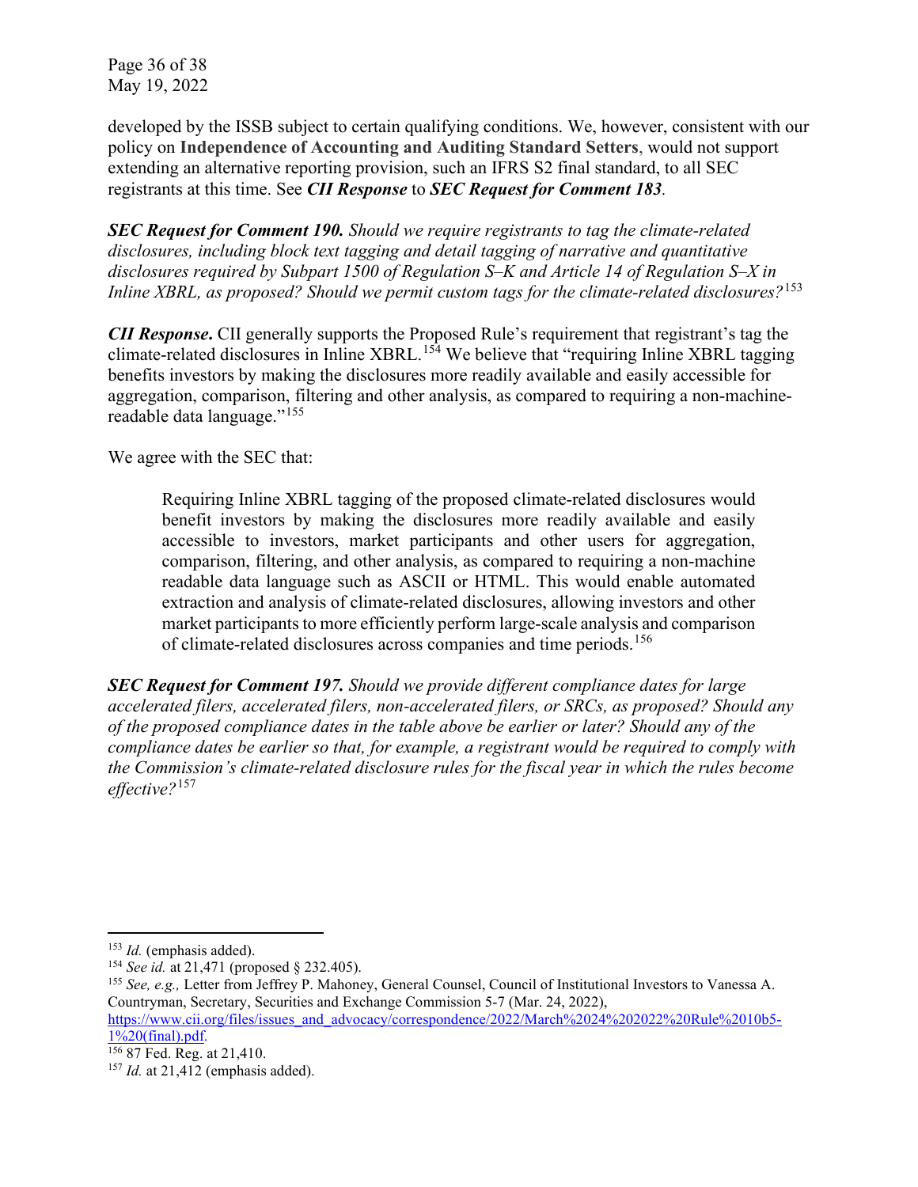developed by the ISSB subject to certain qualifying conditions. We, however, consistent with our policy on **Independence of Accounting and Auditing Standard Setters**, would not support extending an alternative reporting provision, such an IFRS S2 final standard, to all SEC registrants at this time. See ***CII Response*** to ***SEC Request for Comment 183***.

***SEC Request for Comment 190.*** *Should we require registrants to tag the climate-related disclosures, including block text tagging and detail tagging of narrative and quantitative disclosures required by Subpart 1500 of Regulation S–K and Article 14 of Regulation S–X in Inline XBRL, as proposed? Should we permit custom tags for the climate-related disclosures?*[153]

***CII Response*****.** CII generally supports the Proposed Rule's requirement that registrant's tag the climate-related disclosures in Inline XBRL.[154] We believe that "requiring Inline XBRL tagging benefits investors by making the disclosures more readily available and easily accessible for aggregation, comparison, filtering and other analysis, as compared to requiring a non-machine-readable data language."[155]

We agree with the SEC that:

> Requiring Inline XBRL tagging of the proposed climate-related disclosures would benefit investors by making the disclosures more readily available and easily accessible to investors, market participants and other users for aggregation, comparison, filtering, and other analysis, as compared to requiring a non-machine readable data language such as ASCII or HTML. This would enable automated extraction and analysis of climate-related disclosures, allowing investors and other market participants to more efficiently perform large-scale analysis and comparison of climate-related disclosures across companies and time periods.[156]

***SEC Request for Comment 197.*** *Should we provide different compliance dates for large accelerated filers, accelerated filers, non-accelerated filers, or SRCs, as proposed? Should any of the proposed compliance dates in the table above be earlier or later? Should any of the compliance dates be earlier so that, for example, a registrant would be required to comply with the Commission's climate-related disclosure rules for the fiscal year in which the rules become effective?*[157]

---

[153] *Id.* (emphasis added).

[154] *See id.* at 21,471 (proposed § 232.405).

[155] *See, e.g.,* Letter from Jeffrey P. Mahoney, General Counsel, Council of Institutional Investors to Vanessa A. Countryman, Secretary, Securities and Exchange Commission 5-7 (Mar. 24, 2022), https://www.cii.org/files/issues_and_advocacy/correspondence/2022/March%2024%202022%20Rule%2010b5-1%20(final).pdf.

[156] 87 Fed. Reg. at 21,410.

[157] *Id.* at 21,412 (emphasis added).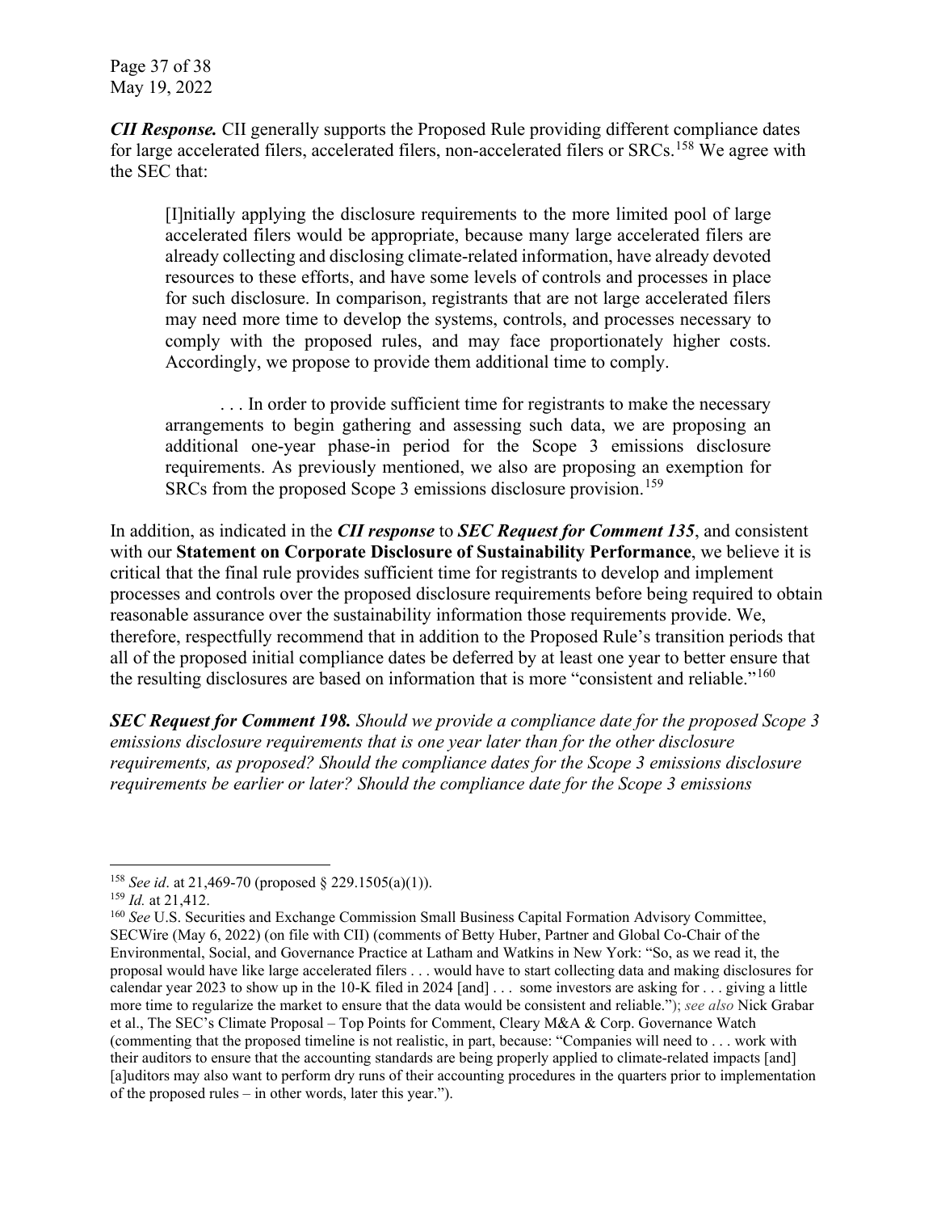***CII Response.*** CII generally supports the Proposed Rule providing different compliance dates for large accelerated filers, accelerated filers, non-accelerated filers or SRCs.[158] We agree with the SEC that:

> [I]nitially applying the disclosure requirements to the more limited pool of large accelerated filers would be appropriate, because many large accelerated filers are already collecting and disclosing climate-related information, have already devoted resources to these efforts, and have some levels of controls and processes in place for such disclosure. In comparison, registrants that are not large accelerated filers may need more time to develop the systems, controls, and processes necessary to comply with the proposed rules, and may face proportionately higher costs. Accordingly, we propose to provide them additional time to comply.
>
> . . . In order to provide sufficient time for registrants to make the necessary arrangements to begin gathering and assessing such data, we are proposing an additional one-year phase-in period for the Scope 3 emissions disclosure requirements. As previously mentioned, we also are proposing an exemption for SRCs from the proposed Scope 3 emissions disclosure provision.[159]

In addition, as indicated in the ***CII response*** to ***SEC Request for Comment 135***, and consistent with our **Statement on Corporate Disclosure of Sustainability Performance**, we believe it is critical that the final rule provides sufficient time for registrants to develop and implement processes and controls over the proposed disclosure requirements before being required to obtain reasonable assurance over the sustainability information those requirements provide. We, therefore, respectfully recommend that in addition to the Proposed Rule's transition periods that all of the proposed initial compliance dates be deferred by at least one year to better ensure that the resulting disclosures are based on information that is more "consistent and reliable."[160]

***SEC Request for Comment 198.*** *Should we provide a compliance date for the proposed Scope 3 emissions disclosure requirements that is one year later than for the other disclosure requirements, as proposed? Should the compliance dates for the Scope 3 emissions disclosure requirements be earlier or later? Should the compliance date for the Scope 3 emissions*

---

[158] *See id*. at 21,469-70 (proposed § 229.1505(a)(1)).

[159] *Id.* at 21,412.

[160] *See* U.S. Securities and Exchange Commission Small Business Capital Formation Advisory Committee, SECWire (May 6, 2022) (on file with CII) (comments of Betty Huber, Partner and Global Co-Chair of the Environmental, Social, and Governance Practice at Latham and Watkins in New York: "So, as we read it, the proposal would have like large accelerated filers . . . would have to start collecting data and making disclosures for calendar year 2023 to show up in the 10-K filed in 2024 [and] . . . some investors are asking for . . . giving a little more time to regularize the market to ensure that the data would be consistent and reliable."); *see also* Nick Grabar et al., The SEC's Climate Proposal – Top Points for Comment, Cleary M&A & Corp. Governance Watch (commenting that the proposed timeline is not realistic, in part, because: "Companies will need to . . . work with their auditors to ensure that the accounting standards are being properly applied to climate-related impacts [and] [a]uditors may also want to perform dry runs of their accounting procedures in the quarters prior to implementation of the proposed rules – in other words, later this year.").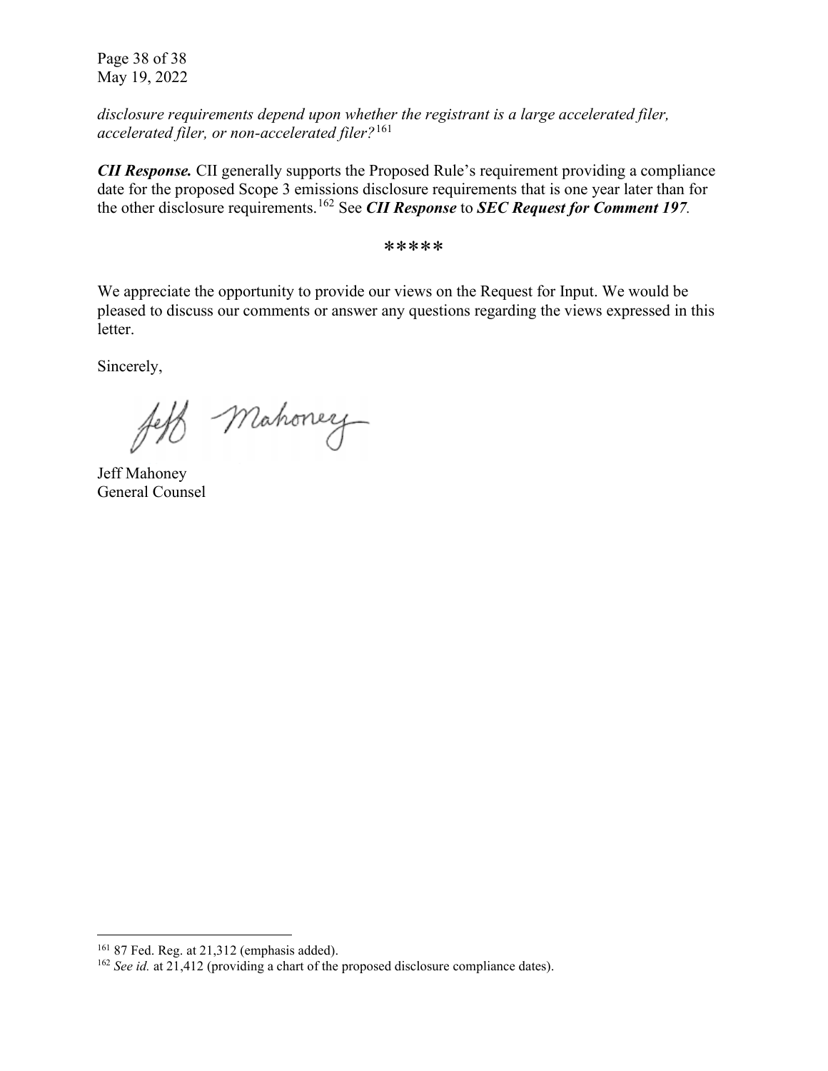*disclosure requirements depend upon whether the registrant is a large accelerated filer, accelerated filer, or non-accelerated filer?*[161]

***CII Response.*** CII generally supports the Proposed Rule's requirement providing a compliance date for the proposed Scope 3 emissions disclosure requirements that is one year later than for the other disclosure requirements.[162] See ***CII Response*** to ***SEC Request for Comment 197***.

*****

We appreciate the opportunity to provide our views on the Request for Input. We would be pleased to discuss our comments or answer any questions regarding the views expressed in this letter.

Sincerely,

Jeff Mahoney
General Counsel

---

[161] 87 Fed. Reg. at 21,312 (emphasis added).

[162] *See id.* at 21,412 (providing a chart of the proposed disclosure compliance dates).